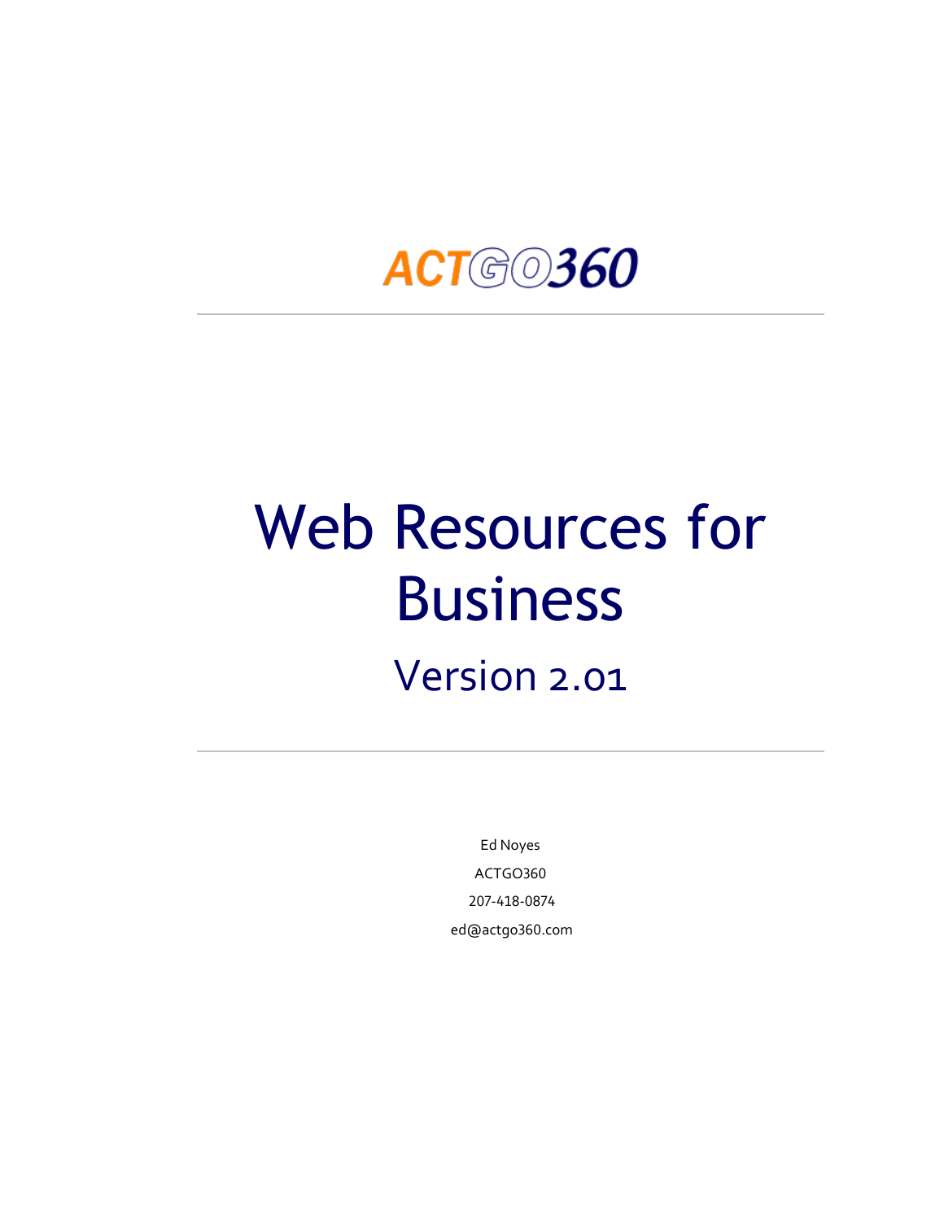ACTGO360

# Web Resources for Business

## Version 2.01

Ed Noyes

ACTGO360

207-418-0874

ed@actgo360.com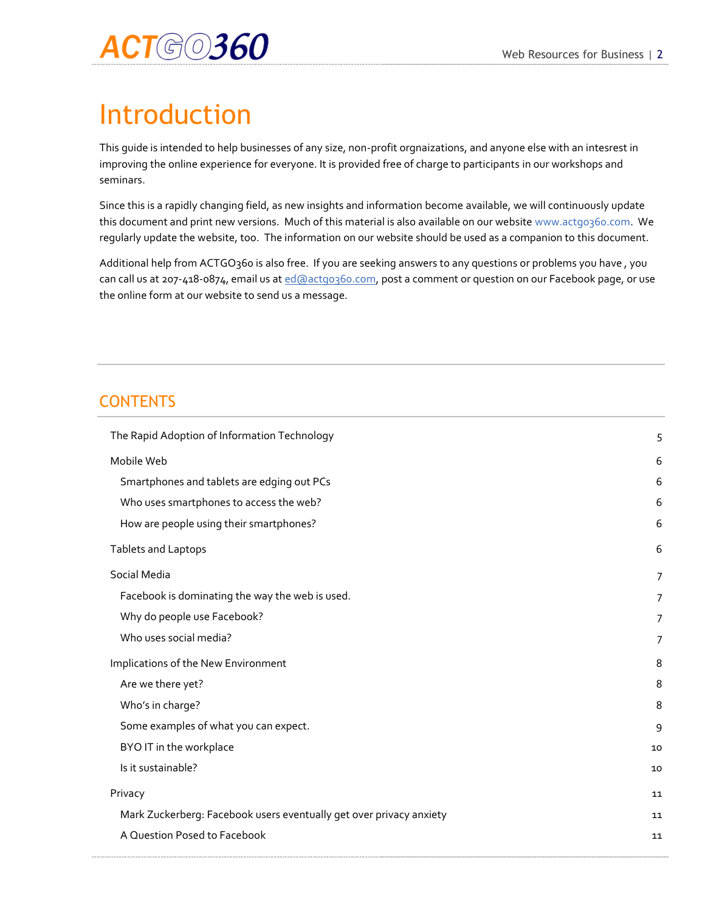# Introduction

This guide is intended to help businesses of any size, non-profit orgnaizations, and anyone else with an intesrest in improving the online experience for everyone. It is provided free of charge to participants in our workshops and seminars.

Since this is a rapidly changing field, as new insights and information become available, we will continuously update this document and print new versions. Much of this material is also available on our website www.actgo360.com. We regularly update the website, too. The information on our website should be used as a companion to this document.

Additional help from ACTGO360 is also free. If you are seeking answers to any questions or problems you have , you can call us at 207-418-0874, email us at ed@actgo360.com, post a comment or question on our Facebook page, or use the online form at our website to send us a message.

## CONTENTS

| | |
|---|---|
| The Rapid Adoption of Information Technology | 5 |
| Mobile Web | 6 |
| Smartphones and tablets are edging out PCs | 6 |
| Who uses smartphones to access the web? | 6 |
| How are people using their smartphones? | 6 |
| Tablets and Laptops | 6 |
| Social Media | 7 |
| Facebook is dominating the way the web is used. | 7 |
| Why do people use Facebook? | 7 |
| Who uses social media? | 7 |
| Implications of the New Environment | 8 |
| Are we there yet? | 8 |
| Who's in charge? | 8 |
| Some examples of what you can expect. | 9 |
| BYO IT in the workplace | 10 |
| Is it sustainable? | 10 |
| Privacy | 11 |
| Mark Zuckerberg: Facebook users eventually get over privacy anxiety | 11 |
| A Question Posed to Facebook | 11 |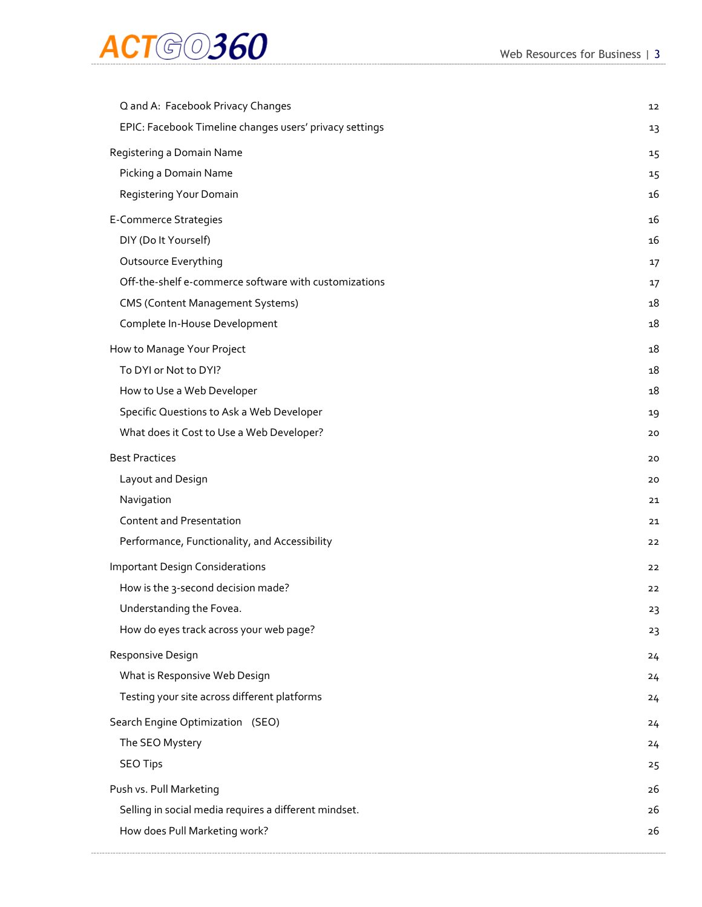| | |
|---|---|
| Q and A: Facebook Privacy Changes | 12 |
| EPIC: Facebook Timeline changes users' privacy settings | 13 |
| Registering a Domain Name | 15 |
| Picking a Domain Name | 15 |
| Registering Your Domain | 16 |
| E-Commerce Strategies | 16 |
| DIY (Do It Yourself) | 16 |
| Outsource Everything | 17 |
| Off-the-shelf e-commerce software with customizations | 17 |
| CMS (Content Management Systems) | 18 |
| Complete In-House Development | 18 |
| How to Manage Your Project | 18 |
| To DYI or Not to DYI? | 18 |
| How to Use a Web Developer | 18 |
| Specific Questions to Ask a Web Developer | 19 |
| What does it Cost to Use a Web Developer? | 20 |
| Best Practices | 20 |
| Layout and Design | 20 |
| Navigation | 21 |
| Content and Presentation | 21 |
| Performance, Functionality, and Accessibility | 22 |
| Important Design Considerations | 22 |
| How is the 3-second decision made? | 22 |
| Understanding the Fovea. | 23 |
| How do eyes track across your web page? | 23 |
| Responsive Design | 24 |
| What is Responsive Web Design | 24 |
| Testing your site across different platforms | 24 |
| Search Engine Optimization (SEO) | 24 |
| The SEO Mystery | 24 |
| SEO Tips | 25 |
| Push vs. Pull Marketing | 26 |
| Selling in social media requires a different mindset. | 26 |
| How does Pull Marketing work? | 26 |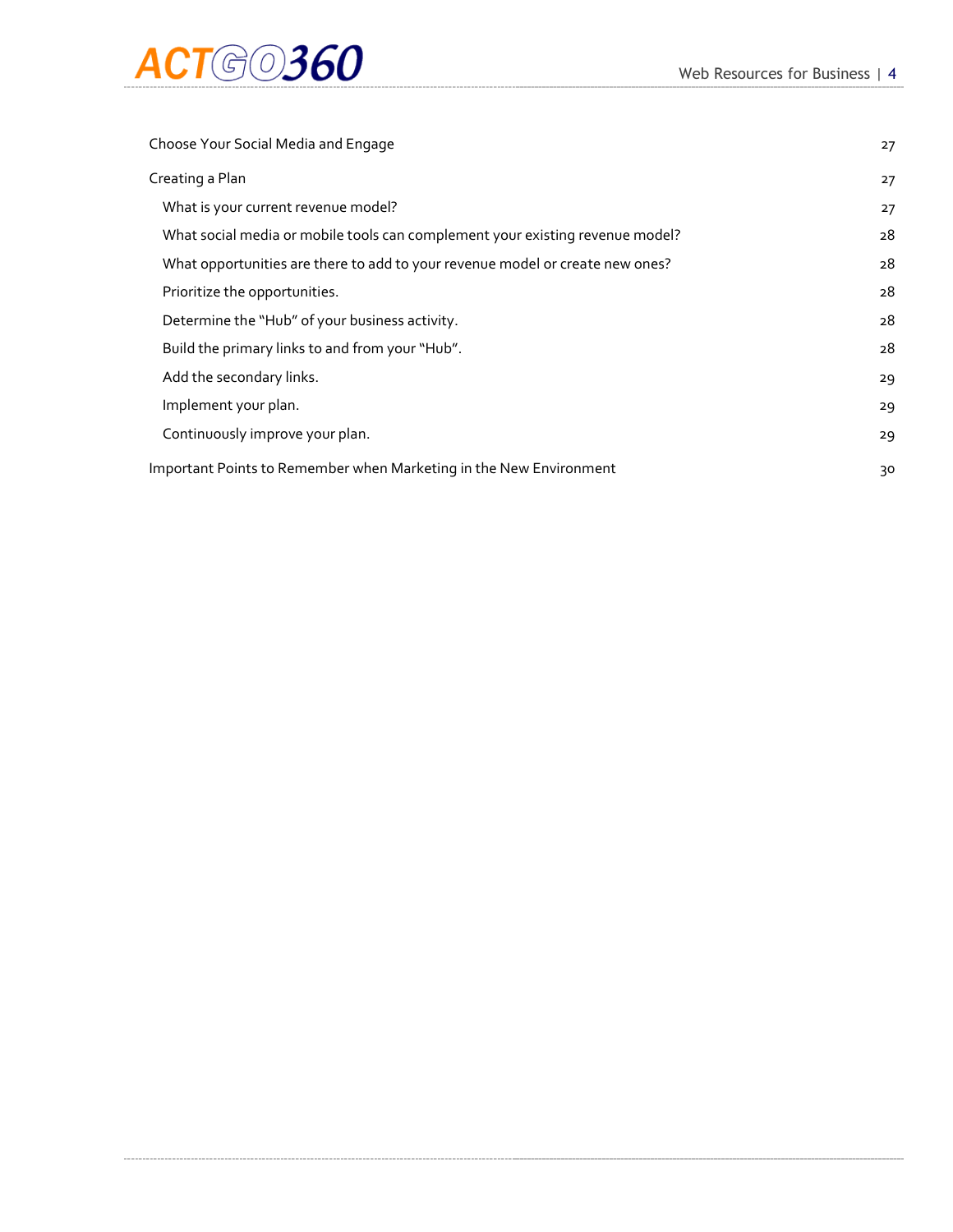Choose Your Social Media and Engage 27

Creating a Plan 27

- What is your current revenue model? 27
- What social media or mobile tools can complement your existing revenue model? 28
- What opportunities are there to add to your revenue model or create new ones? 28
- Prioritize the opportunities. 28
- Determine the "Hub" of your business activity. 28
- Build the primary links to and from your "Hub". 28
- Add the secondary links. 29
- Implement your plan. 29
- Continuously improve your plan. 29

Important Points to Remember when Marketing in the New Environment 30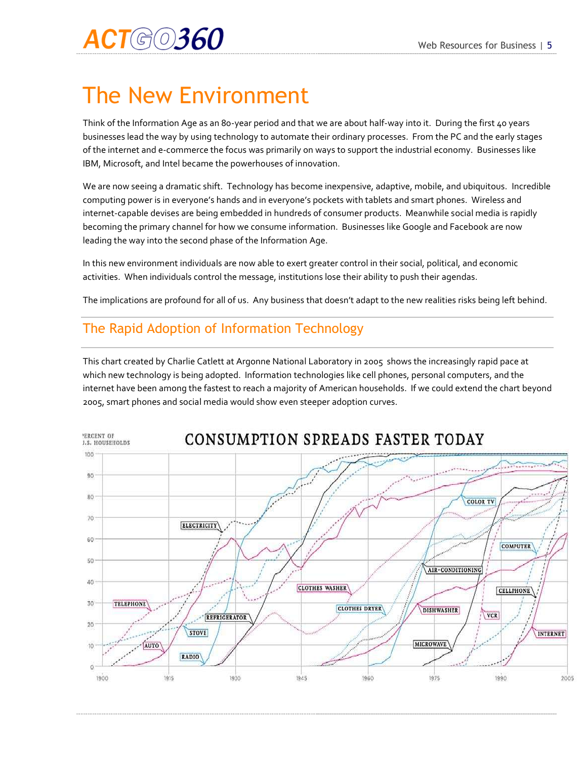# The New Environment

Think of the Information Age as an 80-year period and that we are about half-way into it. During the first 40 years businesses lead the way by using technology to automate their ordinary processes. From the PC and the early stages of the internet and e-commerce the focus was primarily on ways to support the industrial economy. Businesses like IBM, Microsoft, and Intel became the powerhouses of innovation.

We are now seeing a dramatic shift. Technology has become inexpensive, adaptive, mobile, and ubiquitous. Incredible computing power is in everyone's hands and in everyone's pockets with tablets and smart phones. Wireless and internet-capable devises are being embedded in hundreds of consumer products. Meanwhile social media is rapidly becoming the primary channel for how we consume information. Businesses like Google and Facebook are now leading the way into the second phase of the Information Age.

In this new environment individuals are now able to exert greater control in their social, political, and economic activities. When individuals control the message, institutions lose their ability to push their agendas.

The implications are profound for all of us. Any business that doesn't adapt to the new realities risks being left behind.

## The Rapid Adoption of Information Technology

This chart created by Charlie Catlett at Argonne National Laboratory in 2005 shows the increasingly rapid pace at which new technology is being adopted. Information technologies like cell phones, personal computers, and the internet have been among the fastest to reach a majority of American households. If we could extend the chart beyond 2005, smart phones and social media would show even steeper adoption curves.

PERCENT OF U.S. HOUSEHOLDS

CONSUMPTION SPREADS FASTER TODAY

ELECTRICITY, TELEPHONE, AUTO, RADIO, STOVE, REFRIGERATOR, CLOTHES WASHER, CLOTHES DRYER, AIR-CONDITIONING, DISHWASHER, MICROWAVE, COLOR TV, VCR, COMPUTER, CELLPHONE, INTERNET

1900, 1915, 1930, 1945, 1960, 1975, 1990, 2005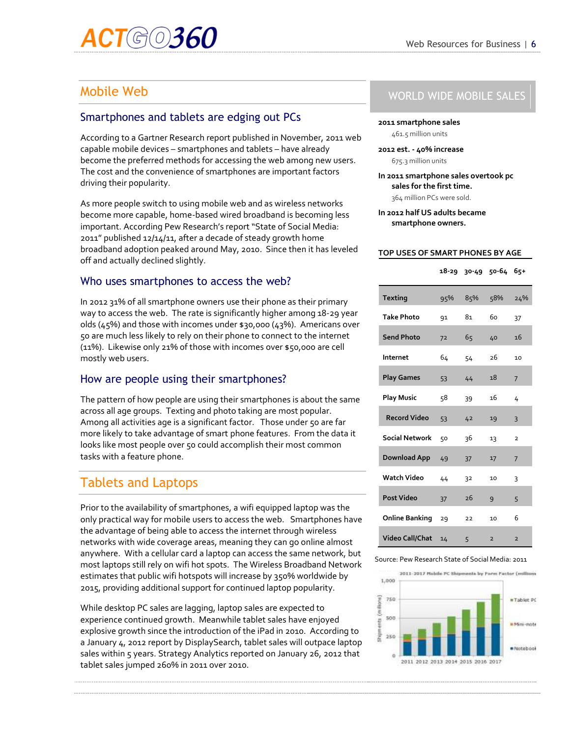## Mobile Web

### Smartphones and tablets are edging out PCs

According to a Gartner Research report published in November, 2011 web capable mobile devices – smartphones and tablets – have already become the preferred methods for accessing the web among new users. The cost and the convenience of smartphones are important factors driving their popularity.

As more people switch to using mobile web and as wireless networks become more capable, home-based wired broadband is becoming less important. According Pew Research's report "State of Social Media: 2011" published 12/14/11, after a decade of steady growth home broadband adoption peaked around May, 2010. Since then it has leveled off and actually declined slightly.

### Who uses smartphones to access the web?

In 2012 31% of all smartphone owners use their phone as their primary way to access the web. The rate is significantly higher among 18-29 year olds (45%) and those with incomes under $30,000 (43%). Americans over 50 are much less likely to rely on their phone to connect to the internet (11%). Likewise only 21% of those with incomes over $50,000 are cell mostly web users.

### How are people using their smartphones?

The pattern of how people are using their smartphones is about the same across all age groups. Texting and photo taking are most popular. Among all activities age is a significant factor. Those under 50 are far more likely to take advantage of smart phone features. From the data it looks like most people over 50 could accomplish their most common tasks with a feature phone.

## Tablets and Laptops

Prior to the availability of smartphones, a wifi equipped laptop was the only practical way for mobile users to access the web. Smartphones have the advantage of being able to access the internet through wireless networks with wide coverage areas, meaning they can go online almost anywhere. With a cellular card a laptop can access the same network, but most laptops still rely on wifi hot spots. The Wireless Broadband Network estimates that public wifi hotspots will increase by 350% worldwide by 2015, providing additional support for continued laptop popularity.

While desktop PC sales are lagging, laptop sales are expected to experience continued growth. Meanwhile tablet sales have enjoyed explosive growth since the introduction of the iPad in 2010. According to a January 4, 2012 report by DisplaySearch, tablet sales will outpace laptop sales within 5 years. Strategy Analytics reported on January 26, 2012 that tablet sales jumped 260% in 2011 over 2010.

## WORLD WIDE MOBILE SALES

**2011 smartphone sales**
461.5 million units

**2012 est. - 40% increase**
675.3 million units

**In 2011 smartphone sales overtook pc sales for the first time.**
364 million PCs were sold.

**In 2012 half US adults became smartphone owners.**

### TOP USES OF SMART PHONES BY AGE

| | 18-29 | 30-49 | 50-64 | 65+ |
|---|---|---|---|---|
| **Texting** | 95% | 85% | 58% | 24% |
| **Take Photo** | 91 | 81 | 60 | 37 |
| **Send Photo** | 72 | 65 | 40 | 16 |
| **Internet** | 64 | 54 | 26 | 10 |
| **Play Games** | 53 | 44 | 18 | 7 |
| **Play Music** | 58 | 39 | 16 | 4 |
| **Record Video** | 53 | 42 | 19 | 3 |
| **Social Network** | 50 | 36 | 13 | 2 |
| **Download App** | 49 | 37 | 17 | 7 |
| **Watch Video** | 44 | 32 | 10 | 3 |
| **Post Video** | 37 | 26 | 9 | 5 |
| **Online Banking** | 29 | 22 | 10 | 6 |
| **Video Call/Chat** | 14 | 5 | 2 | 2 |

Source: Pew Research State of Social Media: 2011

2011-2017 Mobile PC Shipments by Form Factor (millions)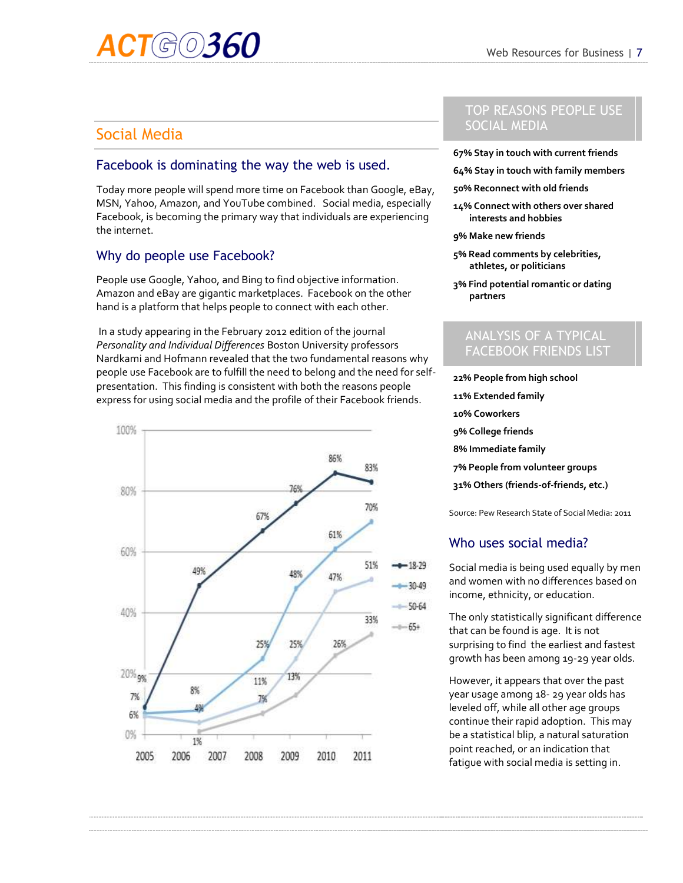## Social Media

### Facebook is dominating the way the web is used.

Today more people will spend more time on Facebook than Google, eBay, MSN, Yahoo, Amazon, and YouTube combined. Social media, especially Facebook, is becoming the primary way that individuals are experiencing the internet.

### Why do people use Facebook?

People use Google, Yahoo, and Bing to find objective information. Amazon and eBay are gigantic marketplaces. Facebook on the other hand is a platform that helps people to connect with each other.

In a study appearing in the February 2012 edition of the journal *Personality and Individual Differences* Boston University professors Nardkami and Hofmann revealed that the two fundamental reasons why people use Facebook are to fulfill the need to belong and the need for self-presentation. This finding is consistent with both the reasons people express for using social media and the profile of their Facebook friends.

| Year | 18-29 | 30-49 | 50-64 | 65+ |
|---|---|---|---|---|
| 2005 | 9% | 7% | 6% | |
| 2006 | 49% | 8% | 4% | 1% |
| 2008 | 67% | 25% | 11% | 7% |
| 2009 | 76% | 48% | 25% | 13% |
| 2010 | 86% | 61% | 47% | 26% |
| 2011 | 83% | 70% | 51% | 33% |

## TOP REASONS PEOPLE USE SOCIAL MEDIA

- **67% Stay in touch with current friends**
- **64% Stay in touch with family members**
- **50% Reconnect with old friends**
- **14% Connect with others over shared interests and hobbies**
- **9% Make new friends**
- **5% Read comments by celebrities, athletes, or politicians**
- **3% Find potential romantic or dating partners**

## ANALYSIS OF A TYPICAL FACEBOOK FRIENDS LIST

- **22% People from high school**
- **11% Extended family**
- **10% Coworkers**
- **9% College friends**
- **8% Immediate family**
- **7% People from volunteer groups**
- **31% Others (friends-of-friends, etc.)**

Source: Pew Research State of Social Media: 2011

### Who uses social media?

Social media is being used equally by men and women with no differences based on income, ethnicity, or education.

The only statistically significant difference that can be found is age. It is not surprising to find the earliest and fastest growth has been among 19-29 year olds.

However, it appears that over the past year usage among 18- 29 year olds has leveled off, while all other age groups continue their rapid adoption. This may be a statistical blip, a natural saturation point reached, or an indication that fatigue with social media is setting in.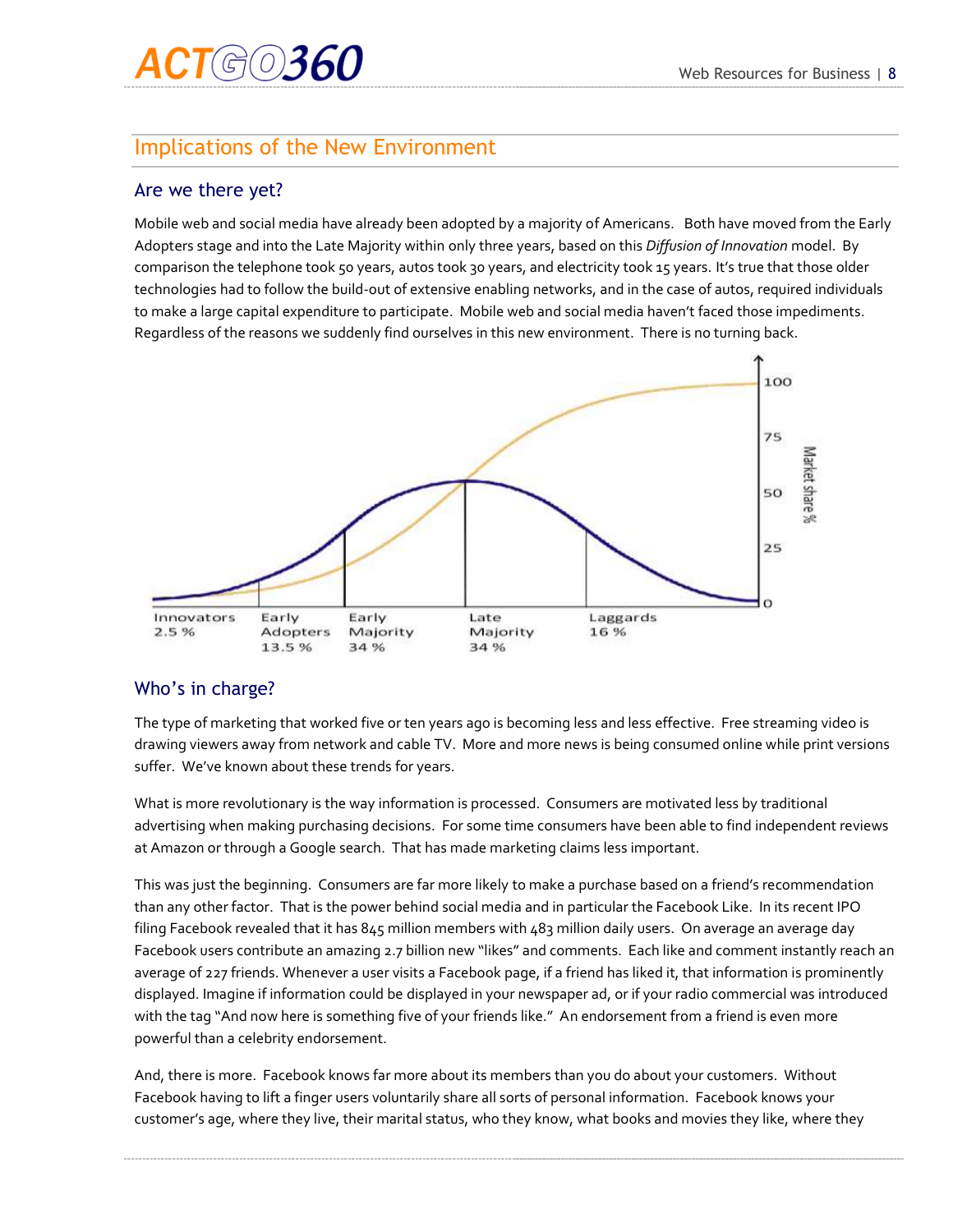## Implications of the New Environment

### Are we there yet?

Mobile web and social media have already been adopted by a majority of Americans. Both have moved from the Early Adopters stage and into the Late Majority within only three years, based on this *Diffusion of Innovation* model. By comparison the telephone took 50 years, autos took 30 years, and electricity took 15 years. It's true that those older technologies had to follow the build-out of extensive enabling networks, and in the case of autos, required individuals to make a large capital expenditure to participate. Mobile web and social media haven't faced those impediments. Regardless of the reasons we suddenly find ourselves in this new environment. There is no turning back.

Innovators 2.5 % | Early Adopters 13.5 % | Early Majority 34 % | Late Majority 34 % | Laggards 16 %

Market share % (0, 25, 50, 75, 100)

### Who's in charge?

The type of marketing that worked five or ten years ago is becoming less and less effective. Free streaming video is drawing viewers away from network and cable TV. More and more news is being consumed online while print versions suffer. We've known about these trends for years.

What is more revolutionary is the way information is processed. Consumers are motivated less by traditional advertising when making purchasing decisions. For some time consumers have been able to find independent reviews at Amazon or through a Google search. That has made marketing claims less important.

This was just the beginning. Consumers are far more likely to make a purchase based on a friend's recommendation than any other factor. That is the power behind social media and in particular the Facebook Like. In its recent IPO filing Facebook revealed that it has 845 million members with 483 million daily users. On average an average day Facebook users contribute an amazing 2.7 billion new "likes" and comments. Each like and comment instantly reach an average of 227 friends. Whenever a user visits a Facebook page, if a friend has liked it, that information is prominently displayed. Imagine if information could be displayed in your newspaper ad, or if your radio commercial was introduced with the tag "And now here is something five of your friends like." An endorsement from a friend is even more powerful than a celebrity endorsement.

And, there is more. Facebook knows far more about its members than you do about your customers. Without Facebook having to lift a finger users voluntarily share all sorts of personal information. Facebook knows your customer's age, where they live, their marital status, who they know, what books and movies they like, where they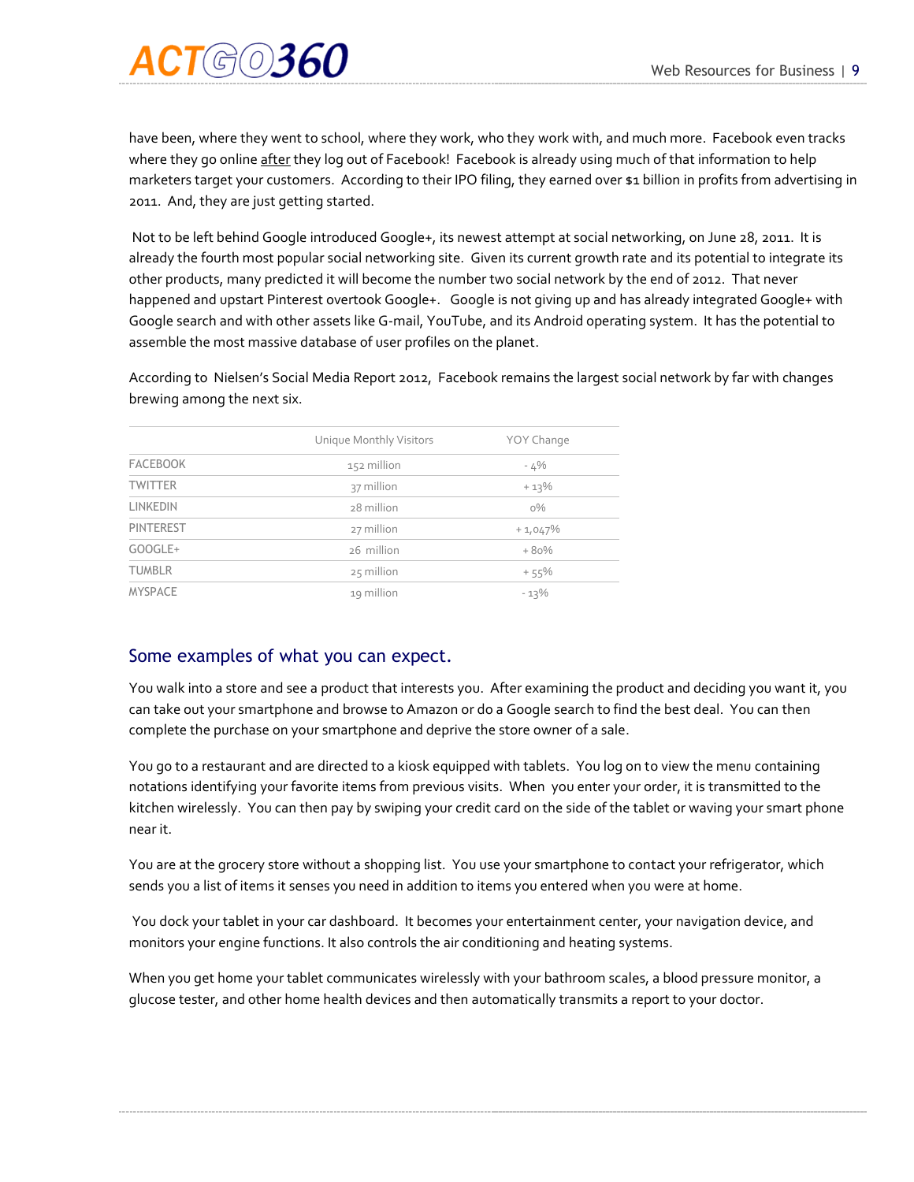have been, where they went to school, where they work, who they work with, and much more. Facebook even tracks where they go online <u>after</u> they log out of Facebook! Facebook is already using much of that information to help marketers target your customers. According to their IPO filing, they earned over $1 billion in profits from advertising in 2011. And, they are just getting started.

Not to be left behind Google introduced Google+, its newest attempt at social networking, on June 28, 2011. It is already the fourth most popular social networking site. Given its current growth rate and its potential to integrate its other products, many predicted it will become the number two social network by the end of 2012. That never happened and upstart Pinterest overtook Google+. Google is not giving up and has already integrated Google+ with Google search and with other assets like G-mail, YouTube, and its Android operating system. It has the potential to assemble the most massive database of user profiles on the planet.

According to Nielsen's Social Media Report 2012, Facebook remains the largest social network by far with changes brewing among the next six.

| | Unique Monthly Visitors | YOY Change |
|---|---|---|
| FACEBOOK | 152 million | - 4% |
| TWITTER | 37 million | + 13% |
| LINKEDIN | 28 million | 0% |
| PINTEREST | 27 million | + 1,047% |
| GOOGLE+ | 26 million | + 80% |
| TUMBLR | 25 million | + 55% |
| MYSPACE | 19 million | - 13% |

## Some examples of what you can expect.

You walk into a store and see a product that interests you. After examining the product and deciding you want it, you can take out your smartphone and browse to Amazon or do a Google search to find the best deal. You can then complete the purchase on your smartphone and deprive the store owner of a sale.

You go to a restaurant and are directed to a kiosk equipped with tablets. You log on to view the menu containing notations identifying your favorite items from previous visits. When you enter your order, it is transmitted to the kitchen wirelessly. You can then pay by swiping your credit card on the side of the tablet or waving your smart phone near it.

You are at the grocery store without a shopping list. You use your smartphone to contact your refrigerator, which sends you a list of items it senses you need in addition to items you entered when you were at home.

You dock your tablet in your car dashboard. It becomes your entertainment center, your navigation device, and monitors your engine functions. It also controls the air conditioning and heating systems.

When you get home your tablet communicates wirelessly with your bathroom scales, a blood pressure monitor, a glucose tester, and other home health devices and then automatically transmits a report to your doctor.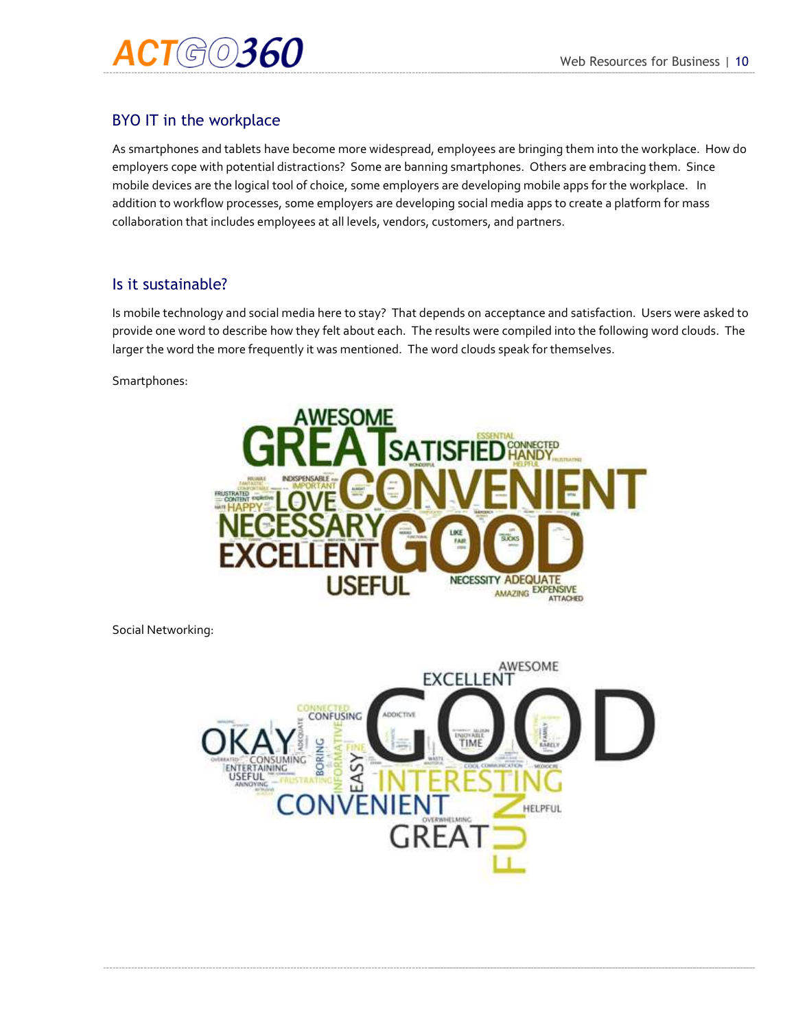## BYO IT in the workplace

As smartphones and tablets have become more widespread, employees are bringing them into the workplace. How do employers cope with potential distractions? Some are banning smartphones. Others are embracing them. Since mobile devices are the logical tool of choice, some employers are developing mobile apps for the workplace. In addition to workflow processes, some employers are developing social media apps to create a platform for mass collaboration that includes employees at all levels, vendors, customers, and partners.

## Is it sustainable?

Is mobile technology and social media here to stay? That depends on acceptance and satisfaction. Users were asked to provide one word to describe how they felt about each. The results were compiled into the following word clouds. The larger the word the more frequently it was mentioned. The word clouds speak for themselves.

Smartphones:

Social Networking: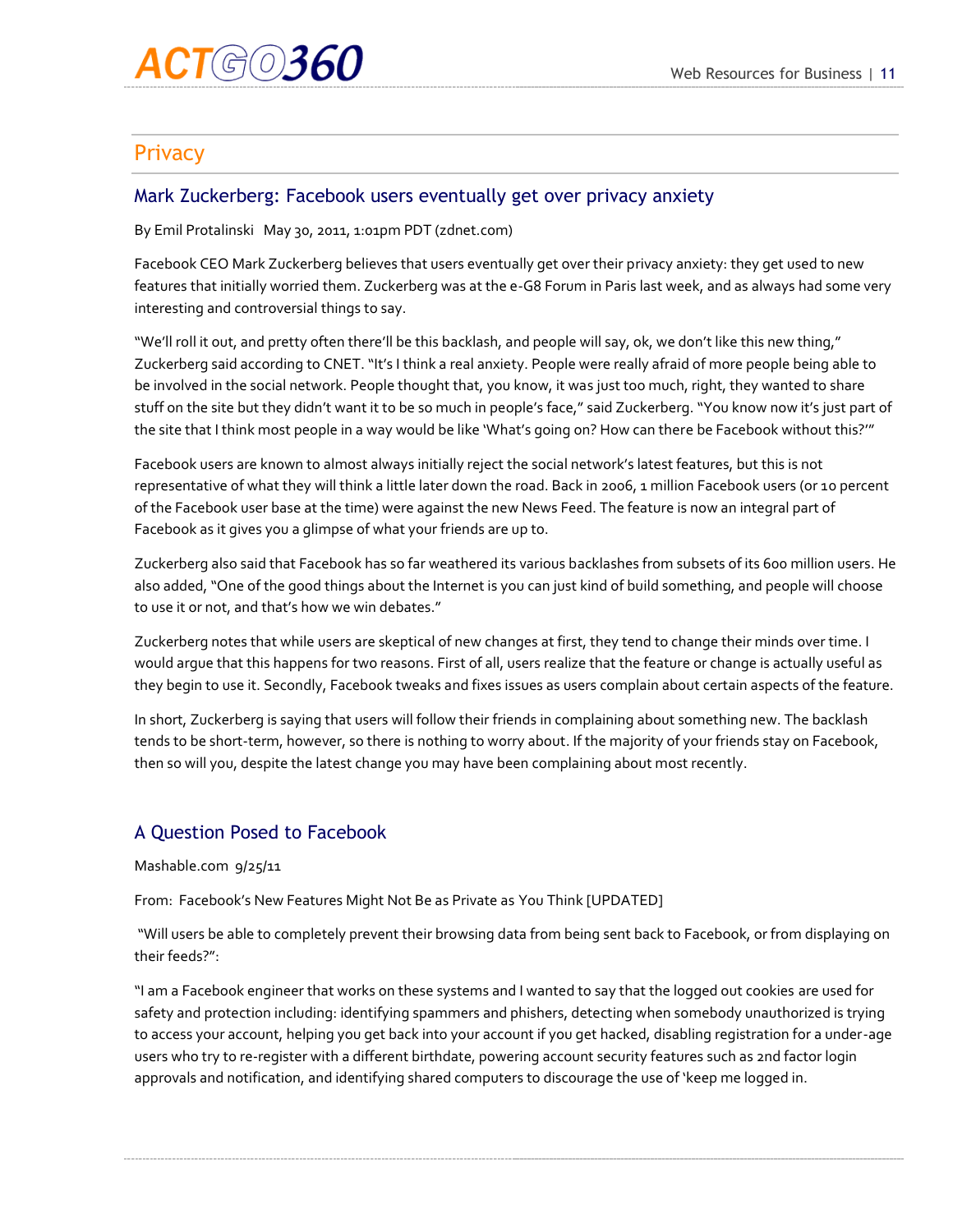## Privacy

### Mark Zuckerberg: Facebook users eventually get over privacy anxiety

By Emil Protalinski May 30, 2011, 1:01pm PDT (zdnet.com)

Facebook CEO Mark Zuckerberg believes that users eventually get over their privacy anxiety: they get used to new features that initially worried them. Zuckerberg was at the e-G8 Forum in Paris last week, and as always had some very interesting and controversial things to say.

"We'll roll it out, and pretty often there'll be this backlash, and people will say, ok, we don't like this new thing," Zuckerberg said according to CNET. "It's I think a real anxiety. People were really afraid of more people being able to be involved in the social network. People thought that, you know, it was just too much, right, they wanted to share stuff on the site but they didn't want it to be so much in people's face," said Zuckerberg. "You know now it's just part of the site that I think most people in a way would be like 'What's going on? How can there be Facebook without this?'"

Facebook users are known to almost always initially reject the social network's latest features, but this is not representative of what they will think a little later down the road. Back in 2006, 1 million Facebook users (or 10 percent of the Facebook user base at the time) were against the new News Feed. The feature is now an integral part of Facebook as it gives you a glimpse of what your friends are up to.

Zuckerberg also said that Facebook has so far weathered its various backlashes from subsets of its 600 million users. He also added, "One of the good things about the Internet is you can just kind of build something, and people will choose to use it or not, and that's how we win debates."

Zuckerberg notes that while users are skeptical of new changes at first, they tend to change their minds over time. I would argue that this happens for two reasons. First of all, users realize that the feature or change is actually useful as they begin to use it. Secondly, Facebook tweaks and fixes issues as users complain about certain aspects of the feature.

In short, Zuckerberg is saying that users will follow their friends in complaining about something new. The backlash tends to be short-term, however, so there is nothing to worry about. If the majority of your friends stay on Facebook, then so will you, despite the latest change you may have been complaining about most recently.

### A Question Posed to Facebook

Mashable.com 9/25/11

From: Facebook's New Features Might Not Be as Private as You Think [UPDATED]

"Will users be able to completely prevent their browsing data from being sent back to Facebook, or from displaying on their feeds?":

"I am a Facebook engineer that works on these systems and I wanted to say that the logged out cookies are used for safety and protection including: identifying spammers and phishers, detecting when somebody unauthorized is trying to access your account, helping you get back into your account if you get hacked, disabling registration for a under-age users who try to re-register with a different birthdate, powering account security features such as 2nd factor login approvals and notification, and identifying shared computers to discourage the use of 'keep me logged in.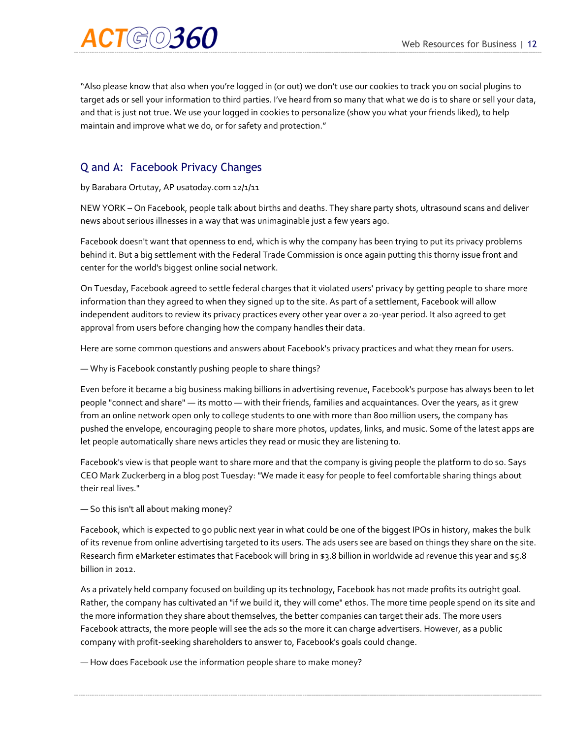"Also please know that also when you're logged in (or out) we don't use our cookies to track you on social plugins to target ads or sell your information to third parties. I've heard from so many that what we do is to share or sell your data, and that is just not true. We use your logged in cookies to personalize (show you what your friends liked), to help maintain and improve what we do, or for safety and protection."

## Q and A: Facebook Privacy Changes

by Barabara Ortutay, AP usatoday.com 12/1/11

NEW YORK – On Facebook, people talk about births and deaths. They share party shots, ultrasound scans and deliver news about serious illnesses in a way that was unimaginable just a few years ago.

Facebook doesn't want that openness to end, which is why the company has been trying to put its privacy problems behind it. But a big settlement with the Federal Trade Commission is once again putting this thorny issue front and center for the world's biggest online social network.

On Tuesday, Facebook agreed to settle federal charges that it violated users' privacy by getting people to share more information than they agreed to when they signed up to the site. As part of a settlement, Facebook will allow independent auditors to review its privacy practices every other year over a 20-year period. It also agreed to get approval from users before changing how the company handles their data.

Here are some common questions and answers about Facebook's privacy practices and what they mean for users.

— Why is Facebook constantly pushing people to share things?

Even before it became a big business making billions in advertising revenue, Facebook's purpose has always been to let people "connect and share" — its motto — with their friends, families and acquaintances. Over the years, as it grew from an online network open only to college students to one with more than 800 million users, the company has pushed the envelope, encouraging people to share more photos, updates, links, and music. Some of the latest apps are let people automatically share news articles they read or music they are listening to.

Facebook's view is that people want to share more and that the company is giving people the platform to do so. Says CEO Mark Zuckerberg in a blog post Tuesday: "We made it easy for people to feel comfortable sharing things about their real lives."

— So this isn't all about making money?

Facebook, which is expected to go public next year in what could be one of the biggest IPOs in history, makes the bulk of its revenue from online advertising targeted to its users. The ads users see are based on things they share on the site. Research firm eMarketer estimates that Facebook will bring in $3.8 billion in worldwide ad revenue this year and $5.8 billion in 2012.

As a privately held company focused on building up its technology, Facebook has not made profits its outright goal. Rather, the company has cultivated an "if we build it, they will come" ethos. The more time people spend on its site and the more information they share about themselves, the better companies can target their ads. The more users Facebook attracts, the more people will see the ads so the more it can charge advertisers. However, as a public company with profit-seeking shareholders to answer to, Facebook's goals could change.

— How does Facebook use the information people share to make money?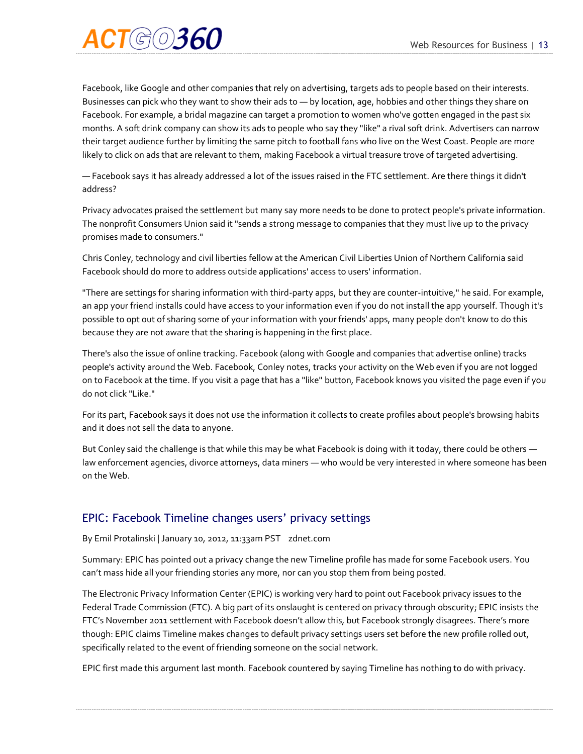Facebook, like Google and other companies that rely on advertising, targets ads to people based on their interests. Businesses can pick who they want to show their ads to — by location, age, hobbies and other things they share on Facebook. For example, a bridal magazine can target a promotion to women who've gotten engaged in the past six months. A soft drink company can show its ads to people who say they "like" a rival soft drink. Advertisers can narrow their target audience further by limiting the same pitch to football fans who live on the West Coast. People are more likely to click on ads that are relevant to them, making Facebook a virtual treasure trove of targeted advertising.

— Facebook says it has already addressed a lot of the issues raised in the FTC settlement. Are there things it didn't address?

Privacy advocates praised the settlement but many say more needs to be done to protect people's private information. The nonprofit Consumers Union said it "sends a strong message to companies that they must live up to the privacy promises made to consumers."

Chris Conley, technology and civil liberties fellow at the American Civil Liberties Union of Northern California said Facebook should do more to address outside applications' access to users' information.

"There are settings for sharing information with third-party apps, but they are counter-intuitive," he said. For example, an app your friend installs could have access to your information even if you do not install the app yourself. Though it's possible to opt out of sharing some of your information with your friends' apps, many people don't know to do this because they are not aware that the sharing is happening in the first place.

There's also the issue of online tracking. Facebook (along with Google and companies that advertise online) tracks people's activity around the Web. Facebook, Conley notes, tracks your activity on the Web even if you are not logged on to Facebook at the time. If you visit a page that has a "like" button, Facebook knows you visited the page even if you do not click "Like."

For its part, Facebook says it does not use the information it collects to create profiles about people's browsing habits and it does not sell the data to anyone.

But Conley said the challenge is that while this may be what Facebook is doing with it today, there could be others — law enforcement agencies, divorce attorneys, data miners — who would be very interested in where someone has been on the Web.

## EPIC: Facebook Timeline changes users' privacy settings

By Emil Protalinski | January 10, 2012, 11:33am PST zdnet.com

Summary: EPIC has pointed out a privacy change the new Timeline profile has made for some Facebook users. You can't mass hide all your friending stories any more, nor can you stop them from being posted.

The Electronic Privacy Information Center (EPIC) is working very hard to point out Facebook privacy issues to the Federal Trade Commission (FTC). A big part of its onslaught is centered on privacy through obscurity; EPIC insists the FTC's November 2011 settlement with Facebook doesn't allow this, but Facebook strongly disagrees. There's more though: EPIC claims Timeline makes changes to default privacy settings users set before the new profile rolled out, specifically related to the event of friending someone on the social network.

EPIC first made this argument last month. Facebook countered by saying Timeline has nothing to do with privacy.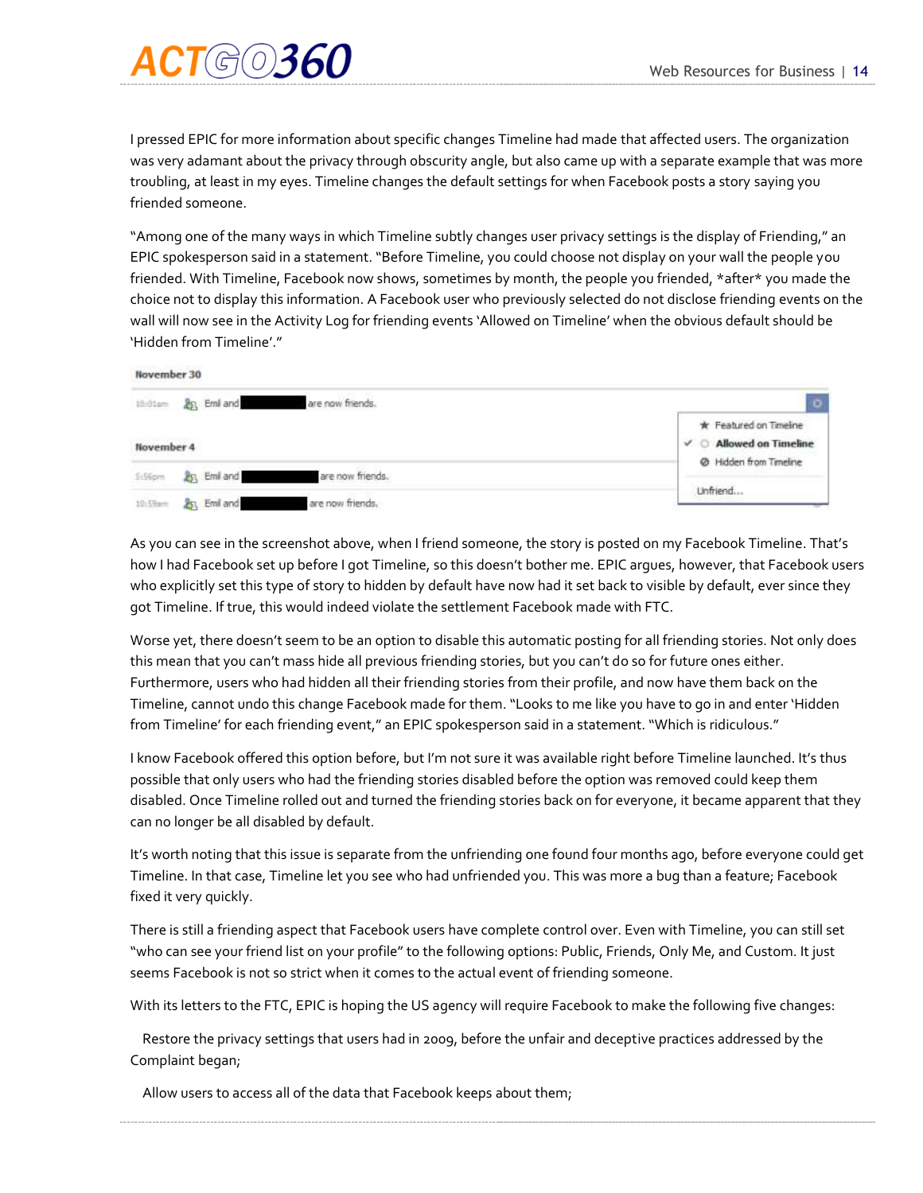I pressed EPIC for more information about specific changes Timeline had made that affected users. The organization was very adamant about the privacy through obscurity angle, but also came up with a separate example that was more troubling, at least in my eyes. Timeline changes the default settings for when Facebook posts a story saying you friended someone.

"Among one of the many ways in which Timeline subtly changes user privacy settings is the display of Friending," an EPIC spokesperson said in a statement. "Before Timeline, you could choose not display on your wall the people you friended. With Timeline, Facebook now shows, sometimes by month, the people you friended, *after* you made the choice not to display this information. A Facebook user who previously selected do not disclose friending events on the wall will now see in the Activity Log for friending events 'Allowed on Timeline' when the obvious default should be 'Hidden from Timeline'."

As you can see in the screenshot above, when I friend someone, the story is posted on my Facebook Timeline. That's how I had Facebook set up before I got Timeline, so this doesn't bother me. EPIC argues, however, that Facebook users who explicitly set this type of story to hidden by default have now had it set back to visible by default, ever since they got Timeline. If true, this would indeed violate the settlement Facebook made with FTC.

Worse yet, there doesn't seem to be an option to disable this automatic posting for all friending stories. Not only does this mean that you can't mass hide all previous friending stories, but you can't do so for future ones either. Furthermore, users who had hidden all their friending stories from their profile, and now have them back on the Timeline, cannot undo this change Facebook made for them. "Looks to me like you have to go in and enter 'Hidden from Timeline' for each friending event," an EPIC spokesperson said in a statement. "Which is ridiculous."

I know Facebook offered this option before, but I'm not sure it was available right before Timeline launched. It's thus possible that only users who had the friending stories disabled before the option was removed could keep them disabled. Once Timeline rolled out and turned the friending stories back on for everyone, it became apparent that they can no longer be all disabled by default.

It's worth noting that this issue is separate from the unfriending one found four months ago, before everyone could get Timeline. In that case, Timeline let you see who had unfriended you. This was more a bug than a feature; Facebook fixed it very quickly.

There is still a friending aspect that Facebook users have complete control over. Even with Timeline, you can still set "who can see your friend list on your profile" to the following options: Public, Friends, Only Me, and Custom. It just seems Facebook is not so strict when it comes to the actual event of friending someone.

With its letters to the FTC, EPIC is hoping the US agency will require Facebook to make the following five changes:

Restore the privacy settings that users had in 2009, before the unfair and deceptive practices addressed by the Complaint began;

Allow users to access all of the data that Facebook keeps about them;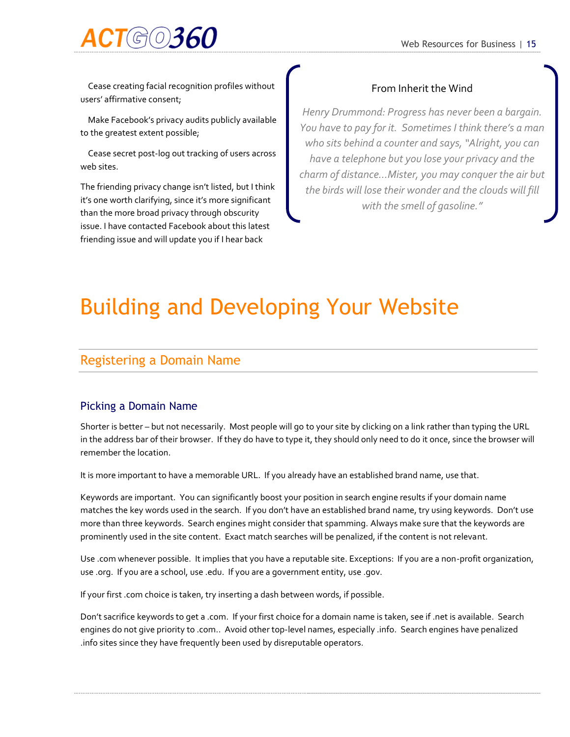Cease creating facial recognition profiles without users' affirmative consent;

Make Facebook's privacy audits publicly available to the greatest extent possible;

Cease secret post-log out tracking of users across web sites.

The friending privacy change isn't listed, but I think it's one worth clarifying, since it's more significant than the more broad privacy through obscurity issue. I have contacted Facebook about this latest friending issue and will update you if I hear back

> From Inherit the Wind
>
> *Henry Drummond: Progress has never been a bargain. You have to pay for it. Sometimes I think there's a man who sits behind a counter and says, "Alright, you can have a telephone but you lose your privacy and the charm of distance…Mister, you may conquer the air but the birds will lose their wonder and the clouds will fill with the smell of gasoline."*

# Building and Developing Your Website

## Registering a Domain Name

### Picking a Domain Name

Shorter is better – but not necessarily. Most people will go to your site by clicking on a link rather than typing the URL in the address bar of their browser. If they do have to type it, they should only need to do it once, since the browser will remember the location.

It is more important to have a memorable URL. If you already have an established brand name, use that.

Keywords are important. You can significantly boost your position in search engine results if your domain name matches the key words used in the search. If you don't have an established brand name, try using keywords. Don't use more than three keywords. Search engines might consider that spamming. Always make sure that the keywords are prominently used in the site content. Exact match searches will be penalized, if the content is not relevant.

Use .com whenever possible. It implies that you have a reputable site. Exceptions: If you are a non-profit organization, use .org. If you are a school, use .edu. If you are a government entity, use .gov.

If your first .com choice is taken, try inserting a dash between words, if possible.

Don't sacrifice keywords to get a .com. If your first choice for a domain name is taken, see if .net is available. Search engines do not give priority to .com.. Avoid other top-level names, especially .info. Search engines have penalized .info sites since they have frequently been used by disreputable operators.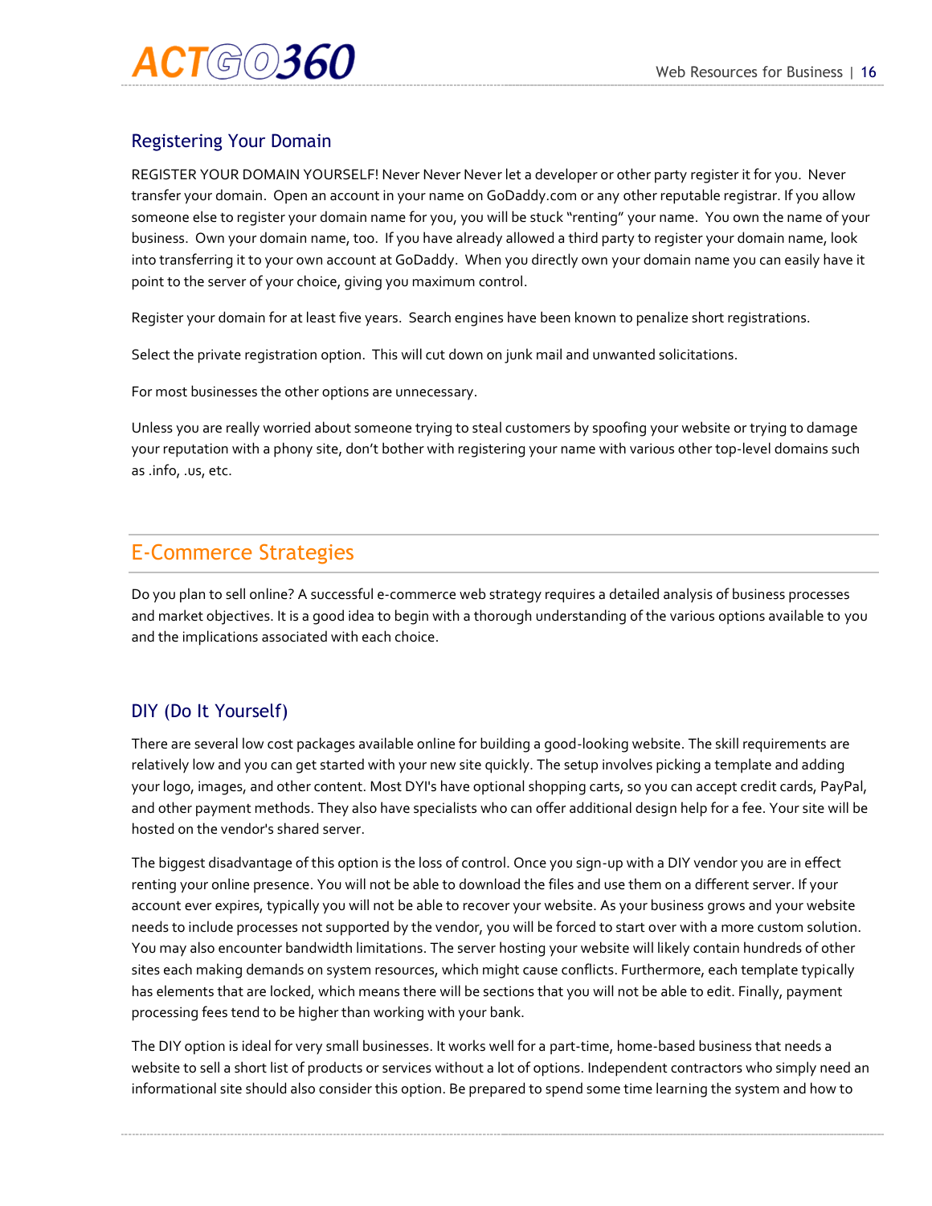### Registering Your Domain

REGISTER YOUR DOMAIN YOURSELF! Never Never Never let a developer or other party register it for you. Never transfer your domain. Open an account in your name on GoDaddy.com or any other reputable registrar. If you allow someone else to register your domain name for you, you will be stuck "renting" your name. You own the name of your business. Own your domain name, too. If you have already allowed a third party to register your domain name, look into transferring it to your own account at GoDaddy. When you directly own your domain name you can easily have it point to the server of your choice, giving you maximum control.

Register your domain for at least five years. Search engines have been known to penalize short registrations.

Select the private registration option. This will cut down on junk mail and unwanted solicitations.

For most businesses the other options are unnecessary.

Unless you are really worried about someone trying to steal customers by spoofing your website or trying to damage your reputation with a phony site, don't bother with registering your name with various other top-level domains such as .info, .us, etc.

## E-Commerce Strategies

Do you plan to sell online? A successful e-commerce web strategy requires a detailed analysis of business processes and market objectives. It is a good idea to begin with a thorough understanding of the various options available to you and the implications associated with each choice.

### DIY (Do It Yourself)

There are several low cost packages available online for building a good-looking website. The skill requirements are relatively low and you can get started with your new site quickly. The setup involves picking a template and adding your logo, images, and other content. Most DYI's have optional shopping carts, so you can accept credit cards, PayPal, and other payment methods. They also have specialists who can offer additional design help for a fee. Your site will be hosted on the vendor's shared server.

The biggest disadvantage of this option is the loss of control. Once you sign-up with a DIY vendor you are in effect renting your online presence. You will not be able to download the files and use them on a different server. If your account ever expires, typically you will not be able to recover your website. As your business grows and your website needs to include processes not supported by the vendor, you will be forced to start over with a more custom solution. You may also encounter bandwidth limitations. The server hosting your website will likely contain hundreds of other sites each making demands on system resources, which might cause conflicts. Furthermore, each template typically has elements that are locked, which means there will be sections that you will not be able to edit. Finally, payment processing fees tend to be higher than working with your bank.

The DIY option is ideal for very small businesses. It works well for a part-time, home-based business that needs a website to sell a short list of products or services without a lot of options. Independent contractors who simply need an informational site should also consider this option. Be prepared to spend some time learning the system and how to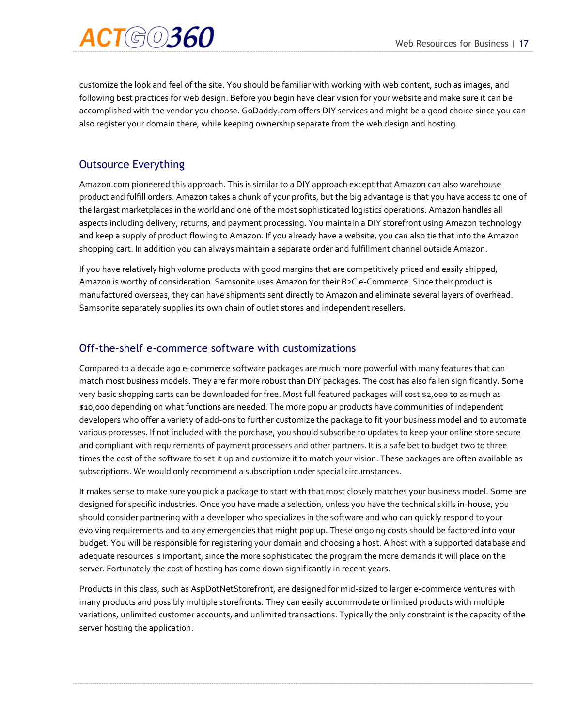customize the look and feel of the site. You should be familiar with working with web content, such as images, and following best practices for web design. Before you begin have clear vision for your website and make sure it can be accomplished with the vendor you choose. GoDaddy.com offers DIY services and might be a good choice since you can also register your domain there, while keeping ownership separate from the web design and hosting.

## Outsource Everything

Amazon.com pioneered this approach. This is similar to a DIY approach except that Amazon can also warehouse product and fulfill orders. Amazon takes a chunk of your profits, but the big advantage is that you have access to one of the largest marketplaces in the world and one of the most sophisticated logistics operations. Amazon handles all aspects including delivery, returns, and payment processing. You maintain a DIY storefront using Amazon technology and keep a supply of product flowing to Amazon. If you already have a website, you can also tie that into the Amazon shopping cart. In addition you can always maintain a separate order and fulfillment channel outside Amazon.

If you have relatively high volume products with good margins that are competitively priced and easily shipped, Amazon is worthy of consideration. Samsonite uses Amazon for their B2C e-Commerce. Since their product is manufactured overseas, they can have shipments sent directly to Amazon and eliminate several layers of overhead. Samsonite separately supplies its own chain of outlet stores and independent resellers.

## Off-the-shelf e-commerce software with customizations

Compared to a decade ago e-commerce software packages are much more powerful with many features that can match most business models. They are far more robust than DIY packages. The cost has also fallen significantly. Some very basic shopping carts can be downloaded for free. Most full featured packages will cost $2,000 to as much as $10,000 depending on what functions are needed. The more popular products have communities of independent developers who offer a variety of add-ons to further customize the package to fit your business model and to automate various processes. If not included with the purchase, you should subscribe to updates to keep your online store secure and compliant with requirements of payment processers and other partners. It is a safe bet to budget two to three times the cost of the software to set it up and customize it to match your vision. These packages are often available as subscriptions. We would only recommend a subscription under special circumstances.

It makes sense to make sure you pick a package to start with that most closely matches your business model. Some are designed for specific industries. Once you have made a selection, unless you have the technical skills in-house, you should consider partnering with a developer who specializes in the software and who can quickly respond to your evolving requirements and to any emergencies that might pop up. These ongoing costs should be factored into your budget. You will be responsible for registering your domain and choosing a host. A host with a supported database and adequate resources is important, since the more sophisticated the program the more demands it will place on the server. Fortunately the cost of hosting has come down significantly in recent years.

Products in this class, such as AspDotNetStorefront, are designed for mid-sized to larger e-commerce ventures with many products and possibly multiple storefronts. They can easily accommodate unlimited products with multiple variations, unlimited customer accounts, and unlimited transactions. Typically the only constraint is the capacity of the server hosting the application.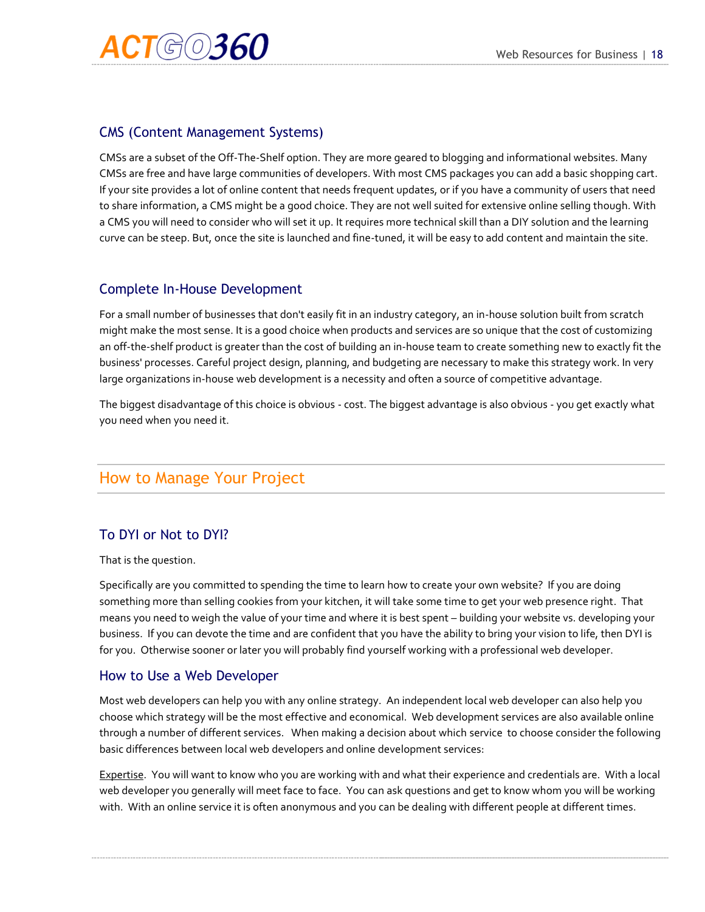### CMS (Content Management Systems)

CMSs are a subset of the Off-The-Shelf option. They are more geared to blogging and informational websites. Many CMSs are free and have large communities of developers. With most CMS packages you can add a basic shopping cart. If your site provides a lot of online content that needs frequent updates, or if you have a community of users that need to share information, a CMS might be a good choice. They are not well suited for extensive online selling though. With a CMS you will need to consider who will set it up. It requires more technical skill than a DIY solution and the learning curve can be steep. But, once the site is launched and fine-tuned, it will be easy to add content and maintain the site.

### Complete In-House Development

For a small number of businesses that don't easily fit in an industry category, an in-house solution built from scratch might make the most sense. It is a good choice when products and services are so unique that the cost of customizing an off-the-shelf product is greater than the cost of building an in-house team to create something new to exactly fit the business' processes. Careful project design, planning, and budgeting are necessary to make this strategy work. In very large organizations in-house web development is a necessity and often a source of competitive advantage.

The biggest disadvantage of this choice is obvious - cost. The biggest advantage is also obvious - you get exactly what you need when you need it.

## How to Manage Your Project

### To DYI or Not to DYI?

That is the question.

Specifically are you committed to spending the time to learn how to create your own website? If you are doing something more than selling cookies from your kitchen, it will take some time to get your web presence right. That means you need to weigh the value of your time and where it is best spent – building your website vs. developing your business. If you can devote the time and are confident that you have the ability to bring your vision to life, then DYI is for you. Otherwise sooner or later you will probably find yourself working with a professional web developer.

### How to Use a Web Developer

Most web developers can help you with any online strategy. An independent local web developer can also help you choose which strategy will be the most effective and economical. Web development services are also available online through a number of different services. When making a decision about which service to choose consider the following basic differences between local web developers and online development services:

Expertise. You will want to know who you are working with and what their experience and credentials are. With a local web developer you generally will meet face to face. You can ask questions and get to know whom you will be working with. With an online service it is often anonymous and you can be dealing with different people at different times.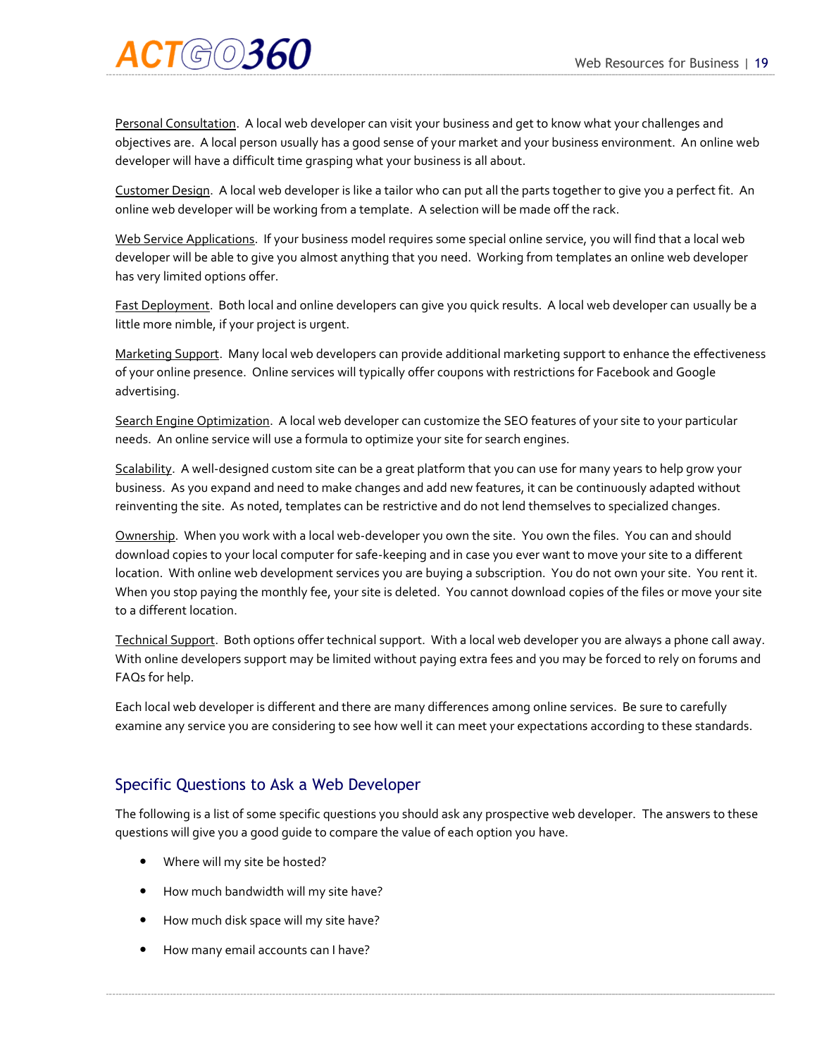Personal Consultation. A local web developer can visit your business and get to know what your challenges and objectives are. A local person usually has a good sense of your market and your business environment. An online web developer will have a difficult time grasping what your business is all about.

Customer Design. A local web developer is like a tailor who can put all the parts together to give you a perfect fit. An online web developer will be working from a template. A selection will be made off the rack.

Web Service Applications. If your business model requires some special online service, you will find that a local web developer will be able to give you almost anything that you need. Working from templates an online web developer has very limited options offer.

Fast Deployment. Both local and online developers can give you quick results. A local web developer can usually be a little more nimble, if your project is urgent.

Marketing Support. Many local web developers can provide additional marketing support to enhance the effectiveness of your online presence. Online services will typically offer coupons with restrictions for Facebook and Google advertising.

Search Engine Optimization. A local web developer can customize the SEO features of your site to your particular needs. An online service will use a formula to optimize your site for search engines.

Scalability. A well-designed custom site can be a great platform that you can use for many years to help grow your business. As you expand and need to make changes and add new features, it can be continuously adapted without reinventing the site. As noted, templates can be restrictive and do not lend themselves to specialized changes.

Ownership. When you work with a local web-developer you own the site. You own the files. You can and should download copies to your local computer for safe-keeping and in case you ever want to move your site to a different location. With online web development services you are buying a subscription. You do not own your site. You rent it. When you stop paying the monthly fee, your site is deleted. You cannot download copies of the files or move your site to a different location.

Technical Support. Both options offer technical support. With a local web developer you are always a phone call away. With online developers support may be limited without paying extra fees and you may be forced to rely on forums and FAQs for help.

Each local web developer is different and there are many differences among online services. Be sure to carefully examine any service you are considering to see how well it can meet your expectations according to these standards.

## Specific Questions to Ask a Web Developer

The following is a list of some specific questions you should ask any prospective web developer. The answers to these questions will give you a good guide to compare the value of each option you have.

- Where will my site be hosted?
- How much bandwidth will my site have?
- How much disk space will my site have?
- How many email accounts can I have?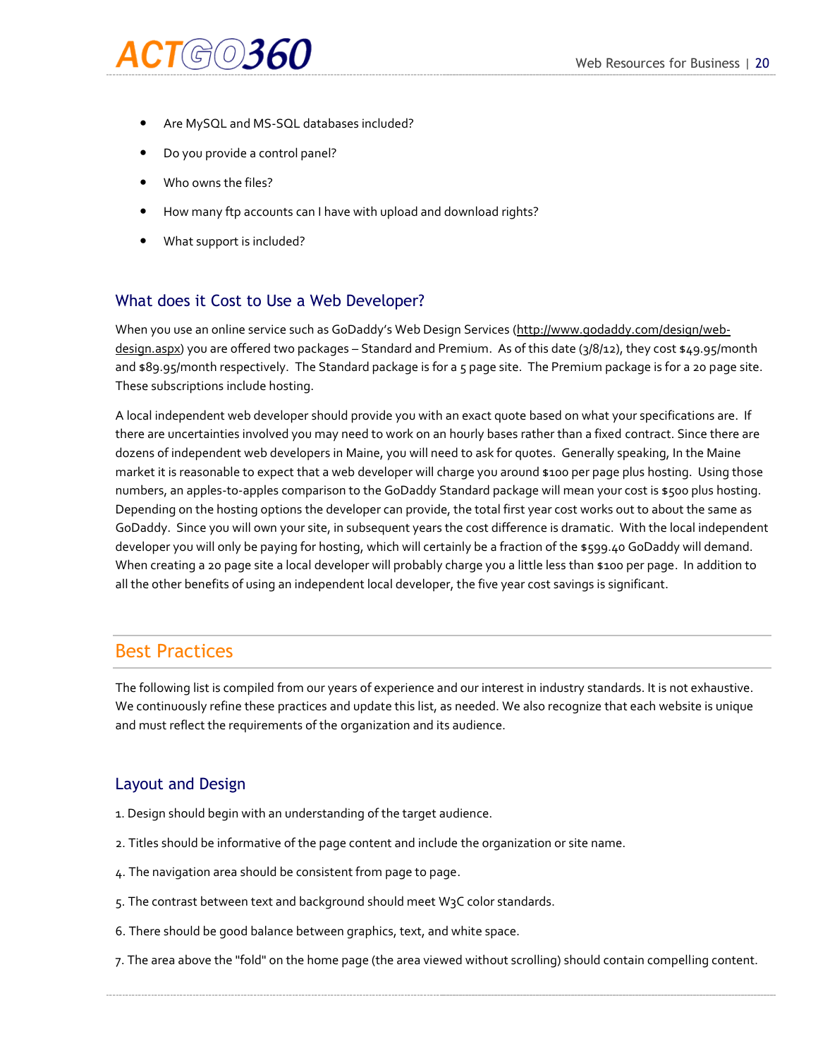- Are MySQL and MS-SQL databases included?
- Do you provide a control panel?
- Who owns the files?
- How many ftp accounts can I have with upload and download rights?
- What support is included?

### What does it Cost to Use a Web Developer?

When you use an online service such as GoDaddy's Web Design Services (http://www.godaddy.com/design/web-design.aspx) you are offered two packages – Standard and Premium. As of this date (3/8/12), they cost $49.95/month and $89.95/month respectively. The Standard package is for a 5 page site. The Premium package is for a 20 page site. These subscriptions include hosting.

A local independent web developer should provide you with an exact quote based on what your specifications are. If there are uncertainties involved you may need to work on an hourly bases rather than a fixed contract. Since there are dozens of independent web developers in Maine, you will need to ask for quotes. Generally speaking, In the Maine market it is reasonable to expect that a web developer will charge you around $100 per page plus hosting. Using those numbers, an apples-to-apples comparison to the GoDaddy Standard package will mean your cost is $500 plus hosting. Depending on the hosting options the developer can provide, the total first year cost works out to about the same as GoDaddy. Since you will own your site, in subsequent years the cost difference is dramatic. With the local independent developer you will only be paying for hosting, which will certainly be a fraction of the $599.40 GoDaddy will demand. When creating a 20 page site a local developer will probably charge you a little less than $100 per page. In addition to all the other benefits of using an independent local developer, the five year cost savings is significant.

## Best Practices

The following list is compiled from our years of experience and our interest in industry standards. It is not exhaustive. We continuously refine these practices and update this list, as needed. We also recognize that each website is unique and must reflect the requirements of the organization and its audience.

### Layout and Design

1. Design should begin with an understanding of the target audience.

2. Titles should be informative of the page content and include the organization or site name.

4. The navigation area should be consistent from page to page.

5. The contrast between text and background should meet W3C color standards.

6. There should be good balance between graphics, text, and white space.

7. The area above the "fold" on the home page (the area viewed without scrolling) should contain compelling content.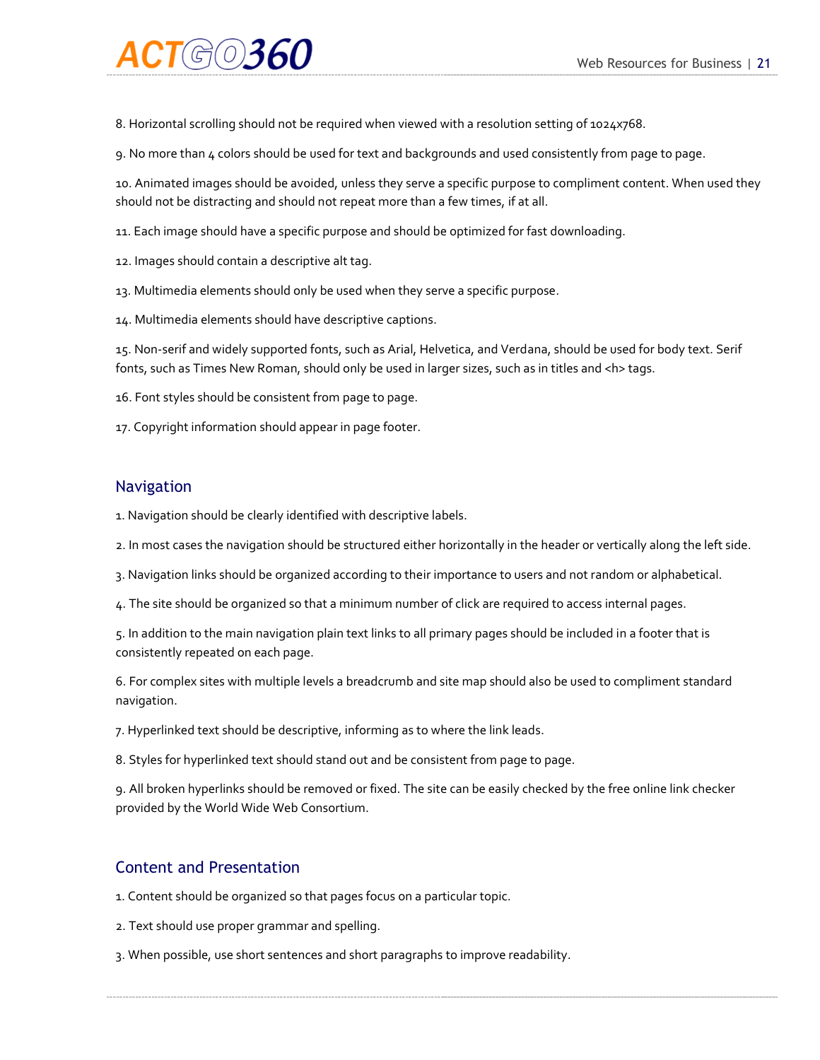8. Horizontal scrolling should not be required when viewed with a resolution setting of 1024x768.

9. No more than 4 colors should be used for text and backgrounds and used consistently from page to page.

10. Animated images should be avoided, unless they serve a specific purpose to compliment content. When used they should not be distracting and should not repeat more than a few times, if at all.

11. Each image should have a specific purpose and should be optimized for fast downloading.

12. Images should contain a descriptive alt tag.

13. Multimedia elements should only be used when they serve a specific purpose.

14. Multimedia elements should have descriptive captions.

15. Non-serif and widely supported fonts, such as Arial, Helvetica, and Verdana, should be used for body text. Serif fonts, such as Times New Roman, should only be used in larger sizes, such as in titles and <h> tags.

16. Font styles should be consistent from page to page.

17. Copyright information should appear in page footer.

## Navigation

1. Navigation should be clearly identified with descriptive labels.

2. In most cases the navigation should be structured either horizontally in the header or vertically along the left side.

3. Navigation links should be organized according to their importance to users and not random or alphabetical.

4. The site should be organized so that a minimum number of click are required to access internal pages.

5. In addition to the main navigation plain text links to all primary pages should be included in a footer that is consistently repeated on each page.

6. For complex sites with multiple levels a breadcrumb and site map should also be used to compliment standard navigation.

7. Hyperlinked text should be descriptive, informing as to where the link leads.

8. Styles for hyperlinked text should stand out and be consistent from page to page.

9. All broken hyperlinks should be removed or fixed. The site can be easily checked by the free online link checker provided by the World Wide Web Consortium.

## Content and Presentation

1. Content should be organized so that pages focus on a particular topic.

2. Text should use proper grammar and spelling.

3. When possible, use short sentences and short paragraphs to improve readability.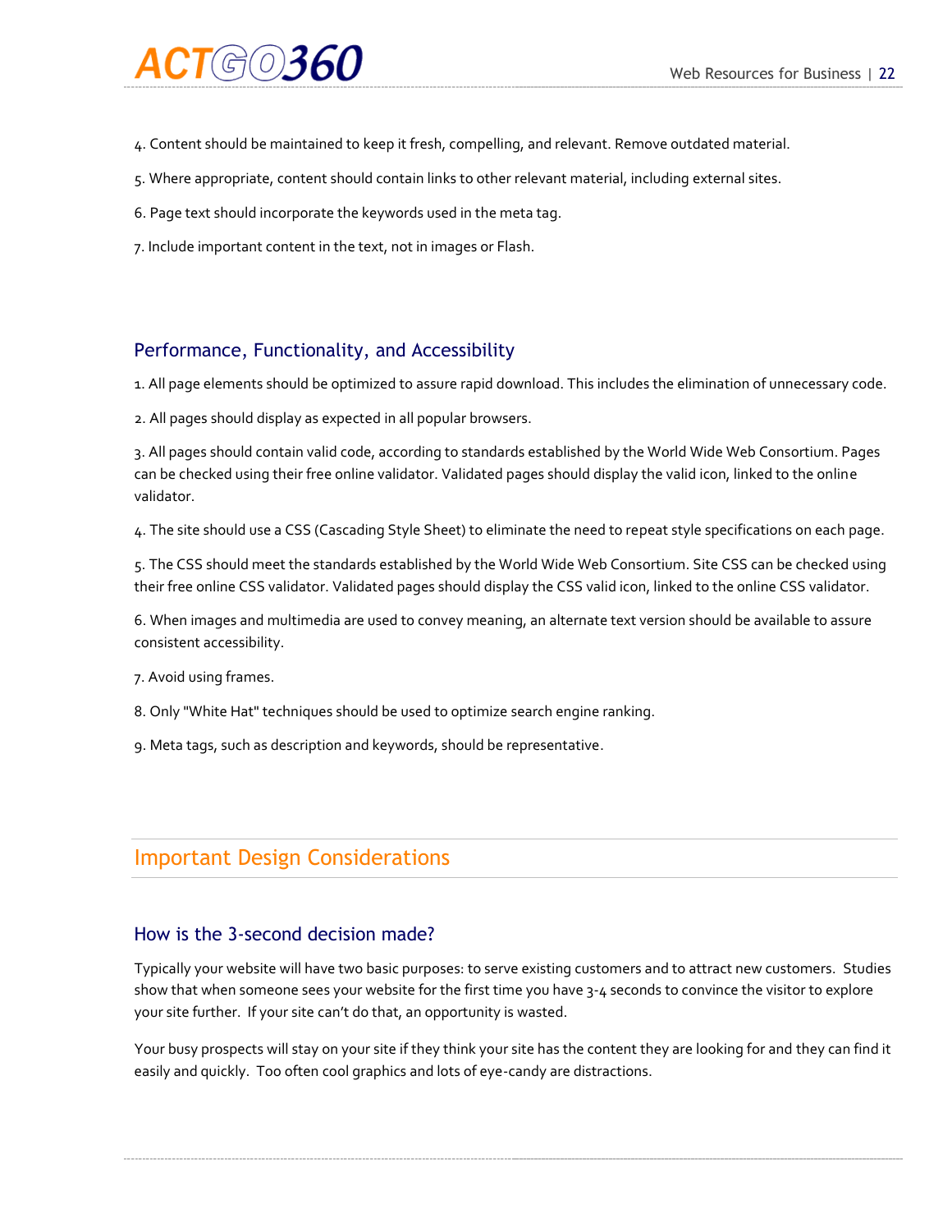4. Content should be maintained to keep it fresh, compelling, and relevant. Remove outdated material.

5. Where appropriate, content should contain links to other relevant material, including external sites.

6. Page text should incorporate the keywords used in the meta tag.

7. Include important content in the text, not in images or Flash.

### Performance, Functionality, and Accessibility

1. All page elements should be optimized to assure rapid download. This includes the elimination of unnecessary code.

2. All pages should display as expected in all popular browsers.

3. All pages should contain valid code, according to standards established by the World Wide Web Consortium. Pages can be checked using their free online validator. Validated pages should display the valid icon, linked to the online validator.

4. The site should use a CSS (Cascading Style Sheet) to eliminate the need to repeat style specifications on each page.

5. The CSS should meet the standards established by the World Wide Web Consortium. Site CSS can be checked using their free online CSS validator. Validated pages should display the CSS valid icon, linked to the online CSS validator.

6. When images and multimedia are used to convey meaning, an alternate text version should be available to assure consistent accessibility.

7. Avoid using frames.

8. Only "White Hat" techniques should be used to optimize search engine ranking.

9. Meta tags, such as description and keywords, should be representative.

## Important Design Considerations

### How is the 3-second decision made?

Typically your website will have two basic purposes: to serve existing customers and to attract new customers. Studies show that when someone sees your website for the first time you have 3-4 seconds to convince the visitor to explore your site further. If your site can't do that, an opportunity is wasted.

Your busy prospects will stay on your site if they think your site has the content they are looking for and they can find it easily and quickly. Too often cool graphics and lots of eye-candy are distractions.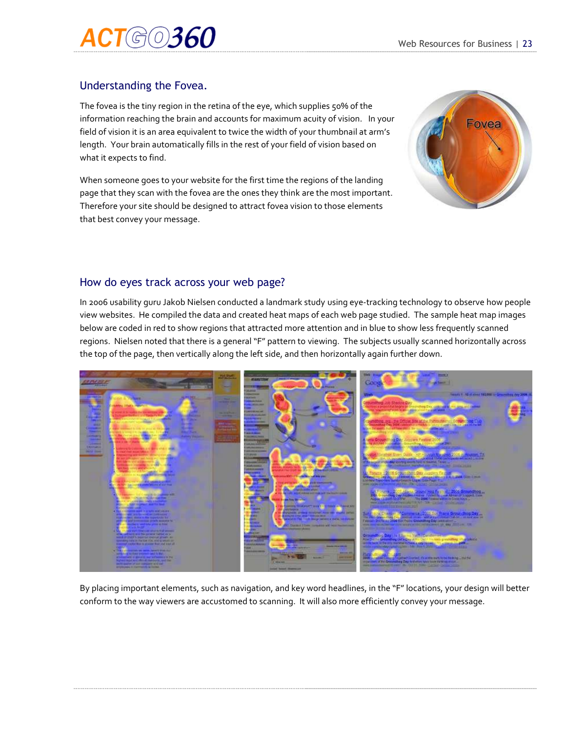## Understanding the Fovea.

The fovea is the tiny region in the retina of the eye, which supplies 50% of the information reaching the brain and accounts for maximum acuity of vision. In your field of vision it is an area equivalent to twice the width of your thumbnail at arm's length. Your brain automatically fills in the rest of your field of vision based on what it expects to find.

When someone goes to your website for the first time the regions of the landing page that they scan with the fovea are the ones they think are the most important. Therefore your site should be designed to attract fovea vision to those elements that best convey your message.

## How do eyes track across your web page?

In 2006 usability guru Jakob Nielsen conducted a landmark study using eye-tracking technology to observe how people view websites. He compiled the data and created heat maps of each web page studied. The sample heat map images below are coded in red to show regions that attracted more attention and in blue to show less frequently scanned regions. Nielsen noted that there is a general "F" pattern to viewing. The subjects usually scanned horizontally across the top of the page, then vertically along the left side, and then horizontally again further down.

By placing important elements, such as navigation, and key word headlines, in the "F" locations, your design will better conform to the way viewers are accustomed to scanning. It will also more efficiently convey your message.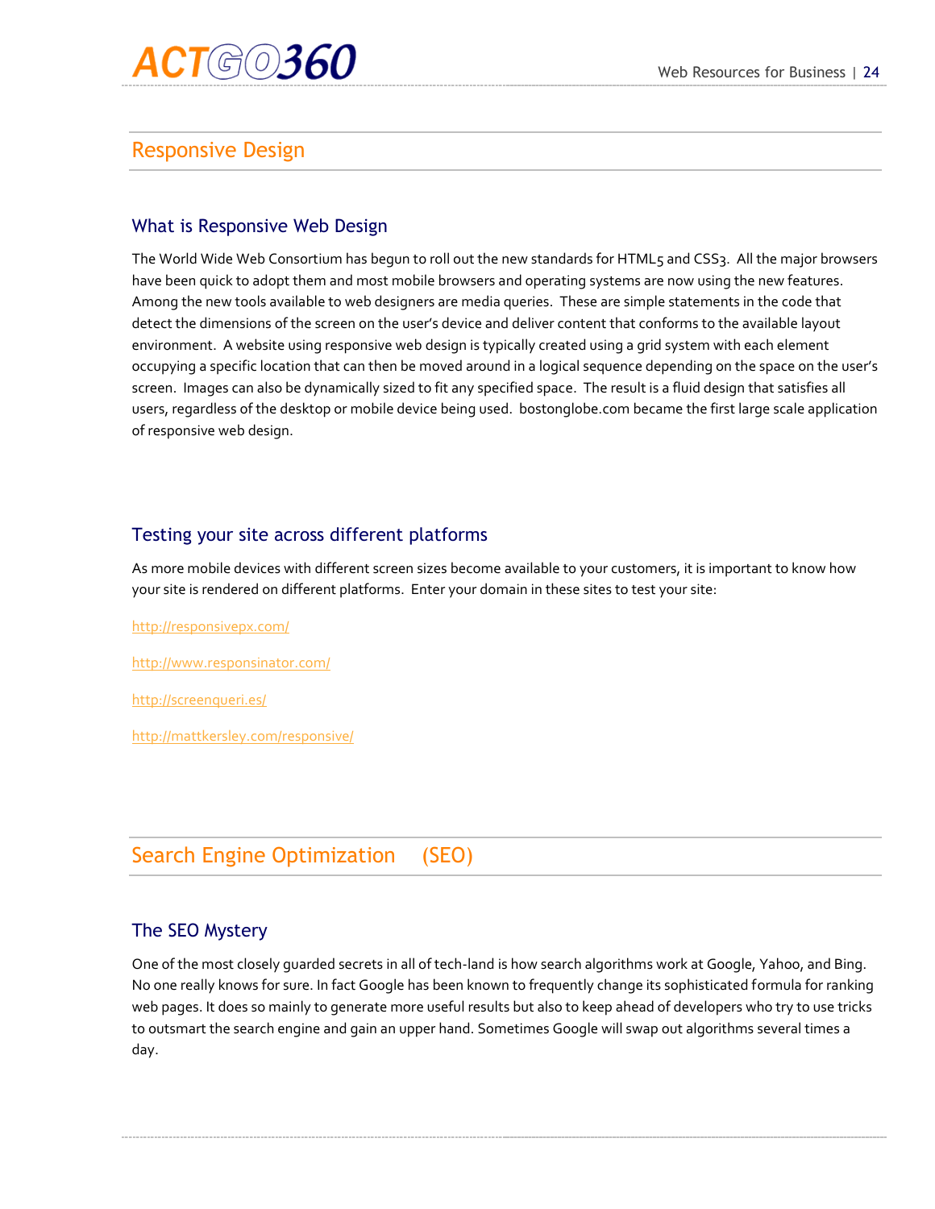## Responsive Design

### What is Responsive Web Design

The World Wide Web Consortium has begun to roll out the new standards for HTML5 and CSS3. All the major browsers have been quick to adopt them and most mobile browsers and operating systems are now using the new features. Among the new tools available to web designers are media queries. These are simple statements in the code that detect the dimensions of the screen on the user's device and deliver content that conforms to the available layout environment. A website using responsive web design is typically created using a grid system with each element occupying a specific location that can then be moved around in a logical sequence depending on the space on the user's screen. Images can also be dynamically sized to fit any specified space. The result is a fluid design that satisfies all users, regardless of the desktop or mobile device being used. bostonglobe.com became the first large scale application of responsive web design.

### Testing your site across different platforms

As more mobile devices with different screen sizes become available to your customers, it is important to know how your site is rendered on different platforms. Enter your domain in these sites to test your site:

http://responsivepx.com/

http://www.responsinator.com/

http://screenqueri.es/

http://mattkersley.com/responsive/

## Search Engine Optimization (SEO)

### The SEO Mystery

One of the most closely guarded secrets in all of tech-land is how search algorithms work at Google, Yahoo, and Bing. No one really knows for sure. In fact Google has been known to frequently change its sophisticated formula for ranking web pages. It does so mainly to generate more useful results but also to keep ahead of developers who try to use tricks to outsmart the search engine and gain an upper hand. Sometimes Google will swap out algorithms several times a day.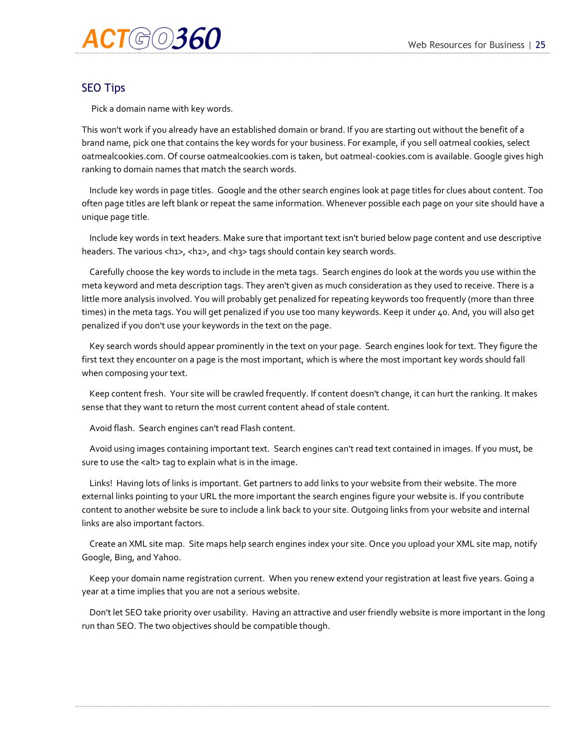## SEO Tips

Pick a domain name with key words.

This won't work if you already have an established domain or brand. If you are starting out without the benefit of a brand name, pick one that contains the key words for your business. For example, if you sell oatmeal cookies, select oatmealcookies.com. Of course oatmealcookies.com is taken, but oatmeal-cookies.com is available. Google gives high ranking to domain names that match the search words.

Include key words in page titles. Google and the other search engines look at page titles for clues about content. Too often page titles are left blank or repeat the same information. Whenever possible each page on your site should have a unique page title.

Include key words in text headers. Make sure that important text isn't buried below page content and use descriptive headers. The various <h1>, <h2>, and <h3> tags should contain key search words.

Carefully choose the key words to include in the meta tags. Search engines do look at the words you use within the meta keyword and meta description tags. They aren't given as much consideration as they used to receive. There is a little more analysis involved. You will probably get penalized for repeating keywords too frequently (more than three times) in the meta tags. You will get penalized if you use too many keywords. Keep it under 40. And, you will also get penalized if you don't use your keywords in the text on the page.

Key search words should appear prominently in the text on your page. Search engines look for text. They figure the first text they encounter on a page is the most important, which is where the most important key words should fall when composing your text.

Keep content fresh. Your site will be crawled frequently. If content doesn't change, it can hurt the ranking. It makes sense that they want to return the most current content ahead of stale content.

Avoid flash. Search engines can't read Flash content.

Avoid using images containing important text. Search engines can't read text contained in images. If you must, be sure to use the <alt> tag to explain what is in the image.

Links! Having lots of links is important. Get partners to add links to your website from their website. The more external links pointing to your URL the more important the search engines figure your website is. If you contribute content to another website be sure to include a link back to your site. Outgoing links from your website and internal links are also important factors.

Create an XML site map. Site maps help search engines index your site. Once you upload your XML site map, notify Google, Bing, and Yahoo.

Keep your domain name registration current. When you renew extend your registration at least five years. Going a year at a time implies that you are not a serious website.

Don't let SEO take priority over usability. Having an attractive and user friendly website is more important in the long run than SEO. The two objectives should be compatible though.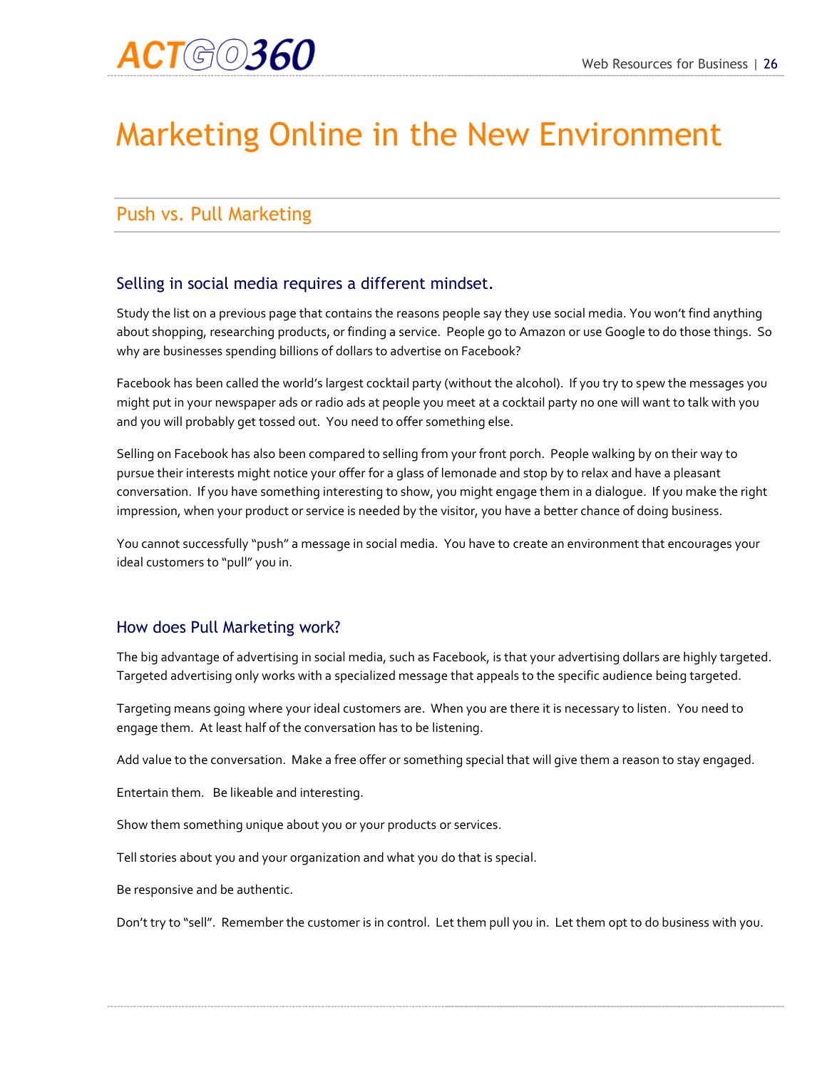# Marketing Online in the New Environment

## Push vs. Pull Marketing

### Selling in social media requires a different mindset.

Study the list on a previous page that contains the reasons people say they use social media. You won't find anything about shopping, researching products, or finding a service. People go to Amazon or use Google to do those things. So why are businesses spending billions of dollars to advertise on Facebook?

Facebook has been called the world's largest cocktail party (without the alcohol). If you try to spew the messages you might put in your newspaper ads or radio ads at people you meet at a cocktail party no one will want to talk with you and you will probably get tossed out. You need to offer something else.

Selling on Facebook has also been compared to selling from your front porch. People walking by on their way to pursue their interests might notice your offer for a glass of lemonade and stop by to relax and have a pleasant conversation. If you have something interesting to show, you might engage them in a dialogue. If you make the right impression, when your product or service is needed by the visitor, you have a better chance of doing business.

You cannot successfully "push" a message in social media. You have to create an environment that encourages your ideal customers to "pull" you in.

### How does Pull Marketing work?

The big advantage of advertising in social media, such as Facebook, is that your advertising dollars are highly targeted. Targeted advertising only works with a specialized message that appeals to the specific audience being targeted.

Targeting means going where your ideal customers are. When you are there it is necessary to listen. You need to engage them. At least half of the conversation has to be listening.

Add value to the conversation. Make a free offer or something special that will give them a reason to stay engaged.

Entertain them. Be likeable and interesting.

Show them something unique about you or your products or services.

Tell stories about you and your organization and what you do that is special.

Be responsive and be authentic.

Don't try to "sell". Remember the customer is in control. Let them pull you in. Let them opt to do business with you.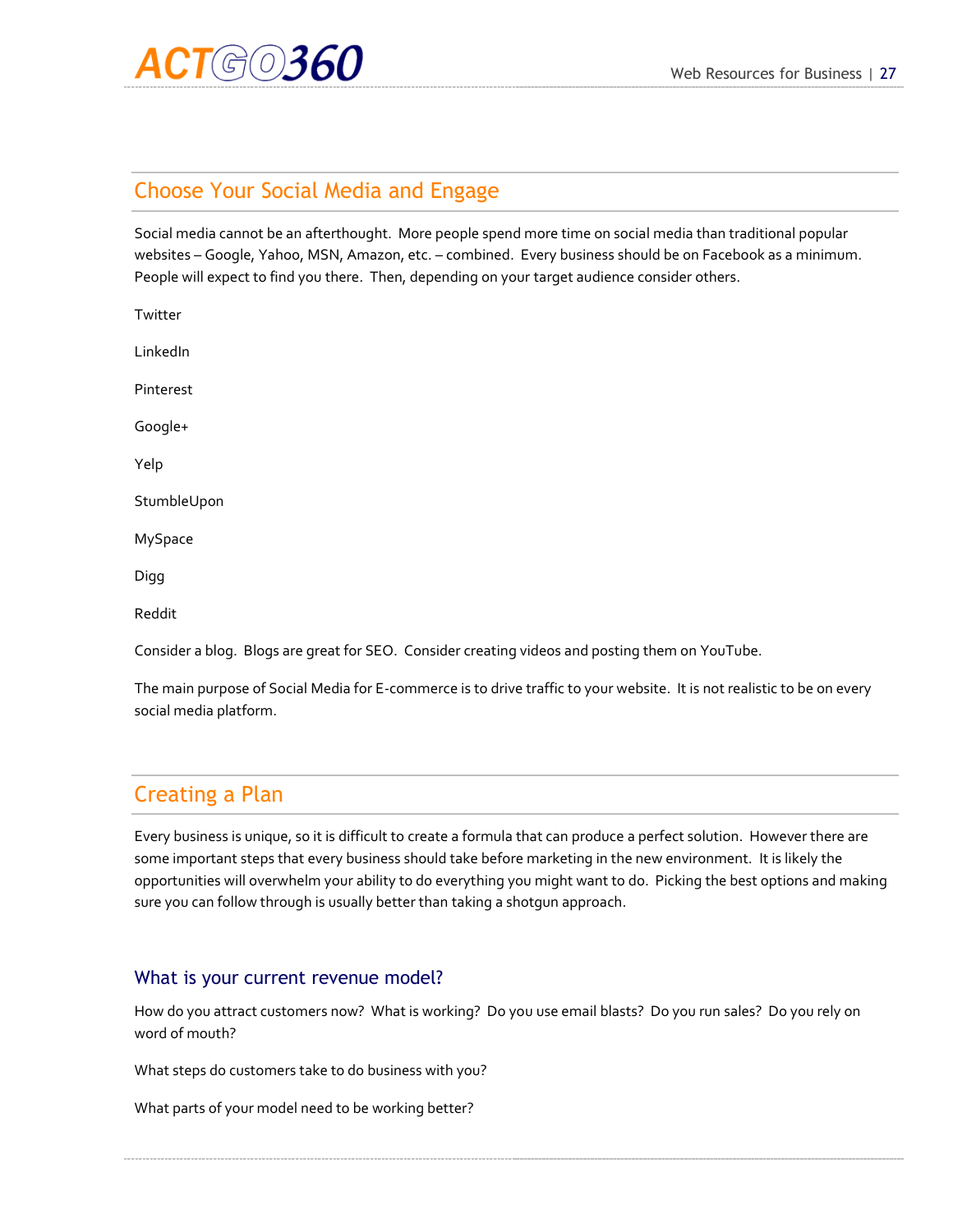## Choose Your Social Media and Engage

Social media cannot be an afterthought. More people spend more time on social media than traditional popular websites – Google, Yahoo, MSN, Amazon, etc. – combined. Every business should be on Facebook as a minimum. People will expect to find you there. Then, depending on your target audience consider others.

Twitter

LinkedIn

Pinterest

Google+

Yelp

StumbleUpon

MySpace

Digg

Reddit

Consider a blog. Blogs are great for SEO. Consider creating videos and posting them on YouTube.

The main purpose of Social Media for E-commerce is to drive traffic to your website. It is not realistic to be on every social media platform.

## Creating a Plan

Every business is unique, so it is difficult to create a formula that can produce a perfect solution. However there are some important steps that every business should take before marketing in the new environment. It is likely the opportunities will overwhelm your ability to do everything you might want to do. Picking the best options and making sure you can follow through is usually better than taking a shotgun approach.

### What is your current revenue model?

How do you attract customers now? What is working? Do you use email blasts? Do you run sales? Do you rely on word of mouth?

What steps do customers take to do business with you?

What parts of your model need to be working better?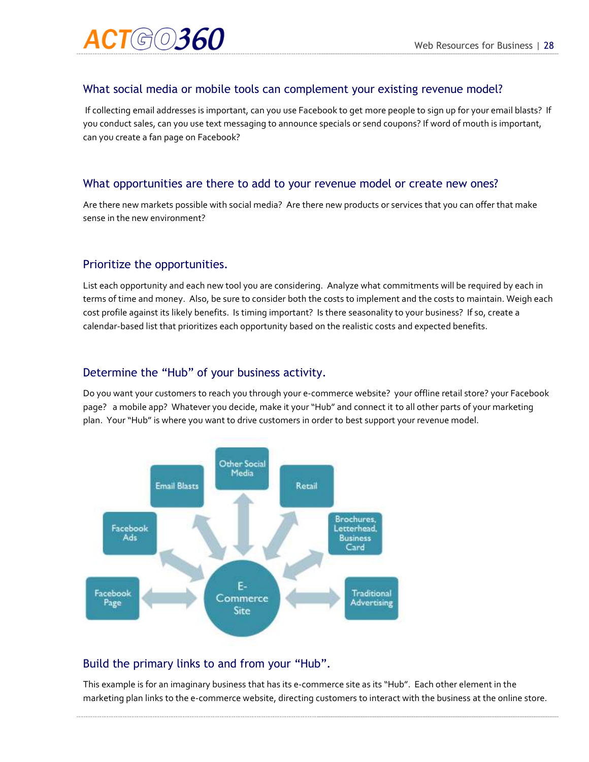## What social media or mobile tools can complement your existing revenue model?

If collecting email addresses is important, can you use Facebook to get more people to sign up for your email blasts? If you conduct sales, can you use text messaging to announce specials or send coupons? If word of mouth is important, can you create a fan page on Facebook?

## What opportunities are there to add to your revenue model or create new ones?

Are there new markets possible with social media? Are there new products or services that you can offer that make sense in the new environment?

## Prioritize the opportunities.

List each opportunity and each new tool you are considering. Analyze what commitments will be required by each in terms of time and money. Also, be sure to consider both the costs to implement and the costs to maintain. Weigh each cost profile against its likely benefits. Is timing important? Is there seasonality to your business? If so, create a calendar-based list that prioritizes each opportunity based on the realistic costs and expected benefits.

## Determine the "Hub" of your business activity.

Do you want your customers to reach you through your e-commerce website? your offline retail store? your Facebook page? a mobile app? Whatever you decide, make it your "Hub" and connect it to all other parts of your marketing plan. Your "Hub" is where you want to drive customers in order to best support your revenue model.

## Build the primary links to and from your "Hub".

This example is for an imaginary business that has its e-commerce site as its "Hub". Each other element in the marketing plan links to the e-commerce website, directing customers to interact with the business at the online store.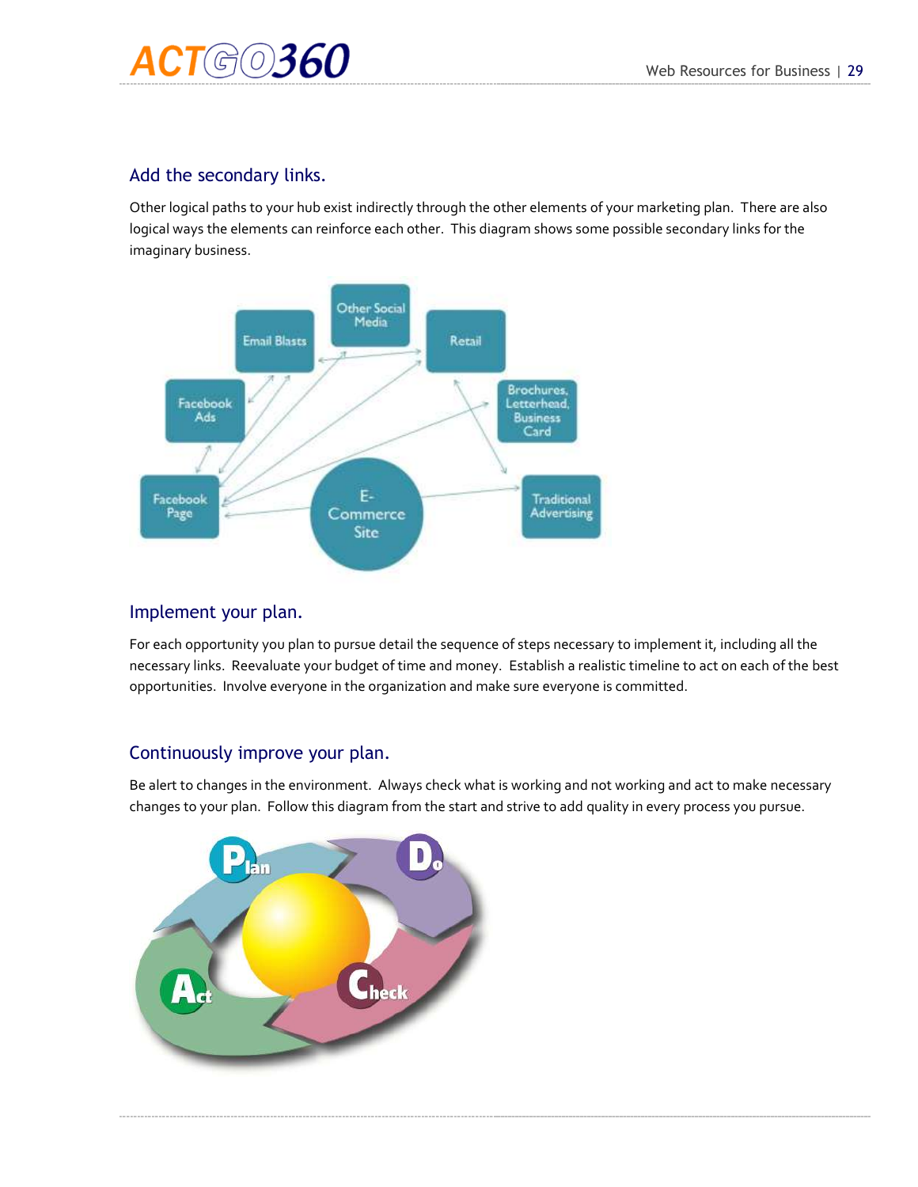## Add the secondary links.

Other logical paths to your hub exist indirectly through the other elements of your marketing plan. There are also logical ways the elements can reinforce each other. This diagram shows some possible secondary links for the imaginary business.

## Implement your plan.

For each opportunity you plan to pursue detail the sequence of steps necessary to implement it, including all the necessary links. Reevaluate your budget of time and money. Establish a realistic timeline to act on each of the best opportunities. Involve everyone in the organization and make sure everyone is committed.

## Continuously improve your plan.

Be alert to changes in the environment. Always check what is working and not working and act to make necessary changes to your plan. Follow this diagram from the start and strive to add quality in every process you pursue.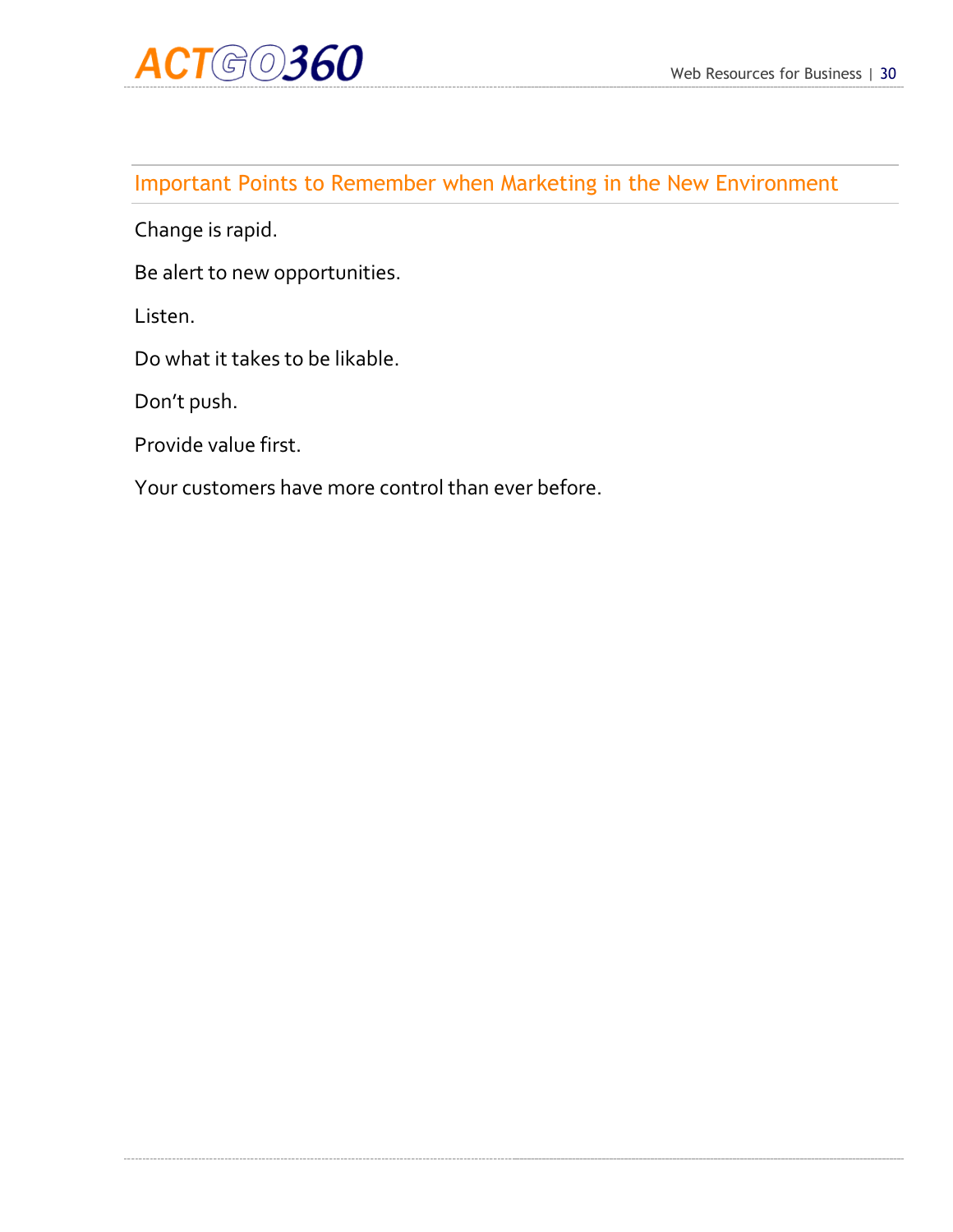## Important Points to Remember when Marketing in the New Environment

Change is rapid.

Be alert to new opportunities.

Listen.

Do what it takes to be likable.

Don't push.

Provide value first.

Your customers have more control than ever before.